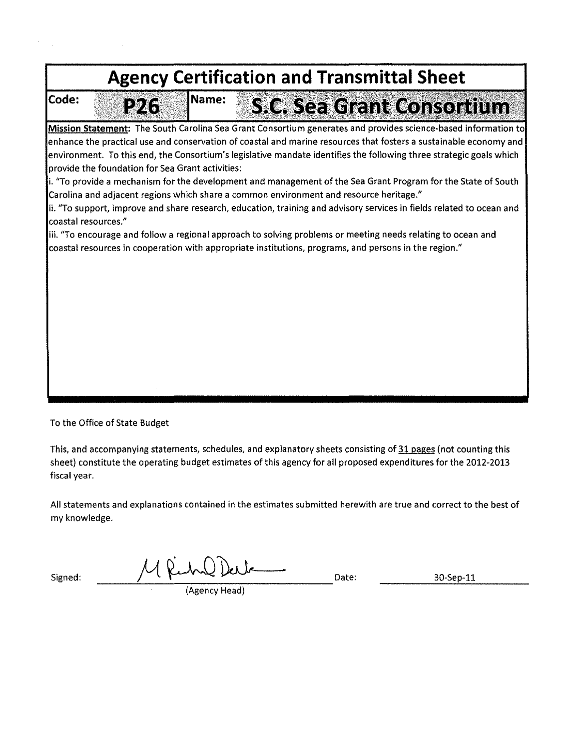# Agency Certification and Transmittal Sheet

| Code: | P26 | Name: | S.C. Sea Grant Consortium |
|---|---|---|---|

**Mission Statement:** The South Carolina Sea Grant Consortium generates and provides science-based information to enhance the practical use and conservation of coastal and marine resources that fosters a sustainable economy and environment. To this end, the Consortium's legislative mandate identifies the following three strategic goals which provide the foundation for Sea Grant activities:

i. "To provide a mechanism for the development and management of the Sea Grant Program for the State of South Carolina and adjacent regions which share a common environment and resource heritage."

ii. "To support, improve and share research, education, training and advisory services in fields related to ocean and coastal resources."

iii. "To encourage and follow a regional approach to solving problems or meeting needs relating to ocean and coastal resources in cooperation with appropriate institutions, programs, and persons in the region."

To the Office of State Budget

This, and accompanying statements, schedules, and explanatory sheets consisting of 31 pages (not counting this sheet) constitute the operating budget estimates of this agency for all proposed expenditures for the 2012-2013 fiscal year.

All statements and explanations contained in the estimates submitted herewith are true and correct to the best of my knowledge.

Signed: M Richard DeVoe
(Agency Head)

Date: 30-Sep-11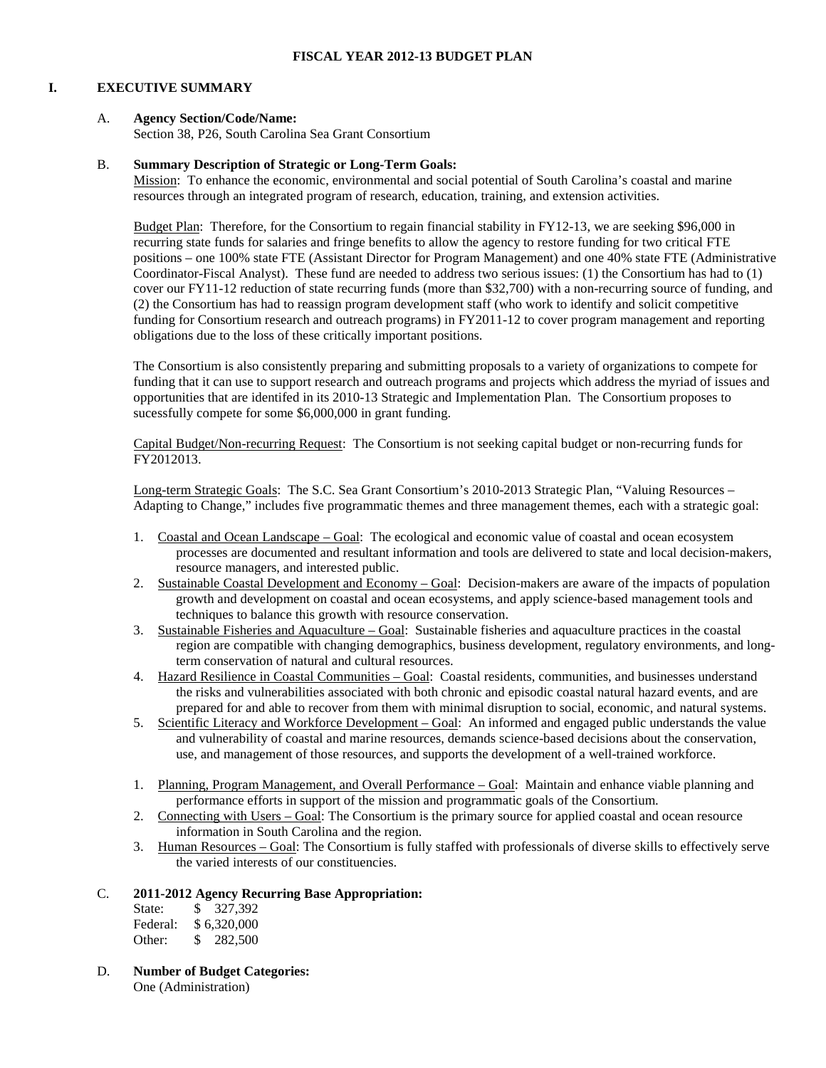**FISCAL YEAR 2012-13 BUDGET PLAN**

## I. EXECUTIVE SUMMARY

### A. Agency Section/Code/Name:

Section 38, P26, South Carolina Sea Grant Consortium

### B. Summary Description of Strategic or Long-Term Goals:

Mission: To enhance the economic, environmental and social potential of South Carolina's coastal and marine resources through an integrated program of research, education, training, and extension activities.

Budget Plan: Therefore, for the Consortium to regain financial stability in FY12-13, we are seeking $96,000 in recurring state funds for salaries and fringe benefits to allow the agency to restore funding for two critical FTE positions – one 100% state FTE (Assistant Director for Program Management) and one 40% state FTE (Administrative Coordinator-Fiscal Analyst). These fund are needed to address two serious issues: (1) the Consortium has had to (1) cover our FY11-12 reduction of state recurring funds (more than $32,700) with a non-recurring source of funding, and (2) the Consortium has had to reassign program development staff (who work to identify and solicit competitive funding for Consortium research and outreach programs) in FY2011-12 to cover program management and reporting obligations due to the loss of these critically important positions.

The Consortium is also consistently preparing and submitting proposals to a variety of organizations to compete for funding that it can use to support research and outreach programs and projects which address the myriad of issues and opportunities that are identifed in its 2010-13 Strategic and Implementation Plan. The Consortium proposes to sucessfully compete for some $6,000,000 in grant funding.

Capital Budget/Non-recurring Request: The Consortium is not seeking capital budget or non-recurring funds for FY2012013.

Long-term Strategic Goals: The S.C. Sea Grant Consortium's 2010-2013 Strategic Plan, "Valuing Resources – Adapting to Change," includes five programmatic themes and three management themes, each with a strategic goal:

1. Coastal and Ocean Landscape – Goal: The ecological and economic value of coastal and ocean ecosystem processes are documented and resultant information and tools are delivered to state and local decision-makers, resource managers, and interested public.
2. Sustainable Coastal Development and Economy – Goal: Decision-makers are aware of the impacts of population growth and development on coastal and ocean ecosystems, and apply science-based management tools and techniques to balance this growth with resource conservation.
3. Sustainable Fisheries and Aquaculture – Goal: Sustainable fisheries and aquaculture practices in the coastal region are compatible with changing demographics, business development, regulatory environments, and long-term conservation of natural and cultural resources.
4. Hazard Resilience in Coastal Communities – Goal: Coastal residents, communities, and businesses understand the risks and vulnerabilities associated with both chronic and episodic coastal natural hazard events, and are prepared for and able to recover from them with minimal disruption to social, economic, and natural systems.
5. Scientific Literacy and Workforce Development – Goal: An informed and engaged public understands the value and vulnerability of coastal and marine resources, demands science-based decisions about the conservation, use, and management of those resources, and supports the development of a well-trained workforce.

1. Planning, Program Management, and Overall Performance – Goal: Maintain and enhance viable planning and performance efforts in support of the mission and programmatic goals of the Consortium.
2. Connecting with Users – Goal: The Consortium is the primary source for applied coastal and ocean resource information in South Carolina and the region.
3. Human Resources – Goal: The Consortium is fully staffed with professionals of diverse skills to effectively serve the varied interests of our constituencies.

### C. 2011-2012 Agency Recurring Base Appropriation:

State: $ 327,392
Federal: $ 6,320,000
Other: $ 282,500

### D. Number of Budget Categories:

One (Administration)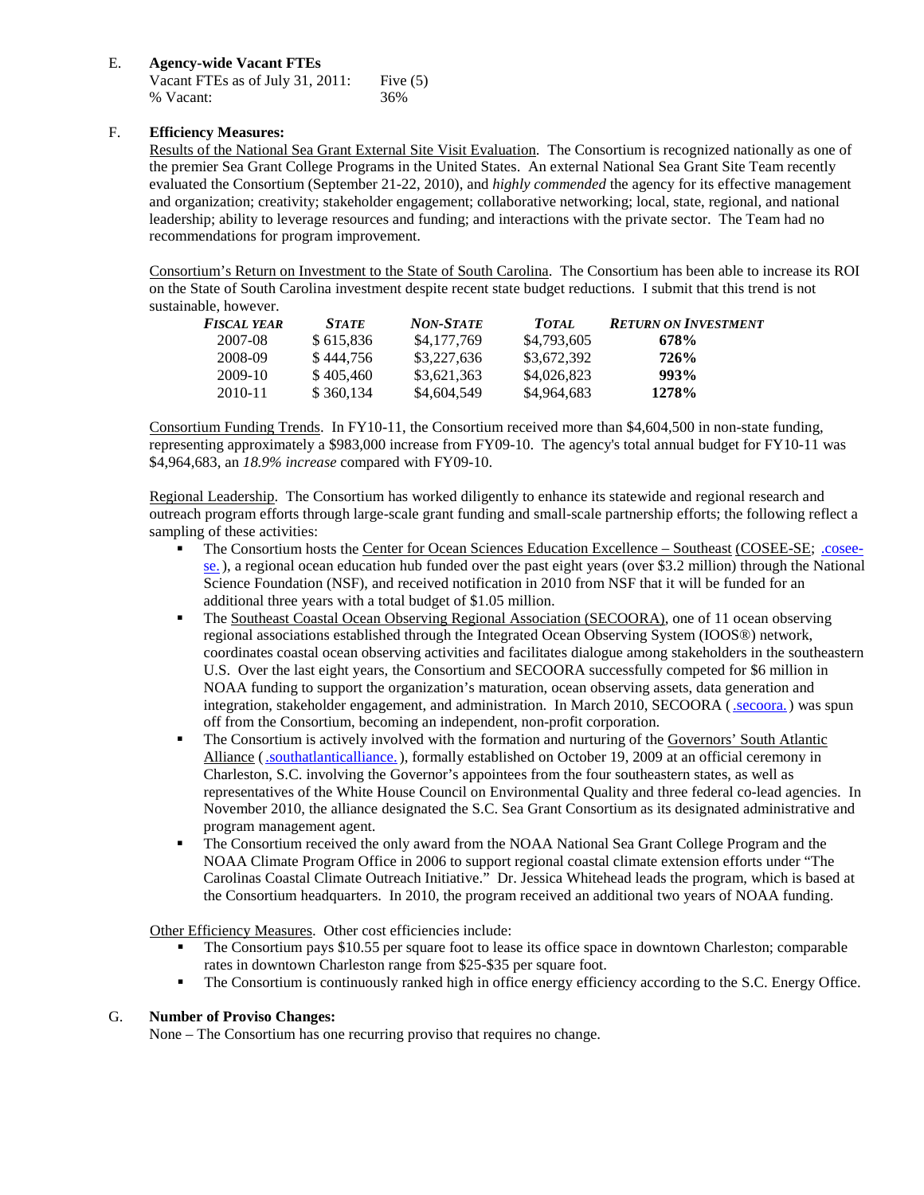E. **Agency-wide Vacant FTEs**

Vacant FTEs as of July 31, 2011: Five (5)
% Vacant: 36%

F. **Efficiency Measures:**

Results of the National Sea Grant External Site Visit Evaluation. The Consortium is recognized nationally as one of the premier Sea Grant College Programs in the United States. An external National Sea Grant Site Team recently evaluated the Consortium (September 21-22, 2010), and *highly commended* the agency for its effective management and organization; creativity; stakeholder engagement; collaborative networking; local, state, regional, and national leadership; ability to leverage resources and funding; and interactions with the private sector. The Team had no recommendations for program improvement.

Consortium's Return on Investment to the State of South Carolina. The Consortium has been able to increase its ROI on the State of South Carolina investment despite recent state budget reductions. I submit that this trend is not sustainable, however.

| *Fiscal Year* | *State* | *Non-State* | *Total* | *Return on Investment* |
|---|---|---|---|---|
| 2007-08 | $ 615,836 | $4,177,769 | $4,793,605 | **678%** |
| 2008-09 | $ 444,756 | $3,227,636 | $3,672,392 | **726%** |
| 2009-10 | $ 405,460 | $3,621,363 | $4,026,823 | **993%** |
| 2010-11 | $ 360,134 | $4,604,549 | $4,964,683 | **1278%** |

Consortium Funding Trends. In FY10-11, the Consortium received more than $4,604,500 in non-state funding, representing approximately a $983,000 increase from FY09-10. The agency's total annual budget for FY10-11 was $4,964,683, an *18.9% increase* compared with FY09-10.

Regional Leadership. The Consortium has worked diligently to enhance its statewide and regional research and outreach program efforts through large-scale grant funding and small-scale partnership efforts; the following reflect a sampling of these activities:

- The Consortium hosts the Center for Ocean Sciences Education Excellence – Southeast (COSEE-SE; .cosee-se. ), a regional ocean education hub funded over the past eight years (over $3.2 million) through the National Science Foundation (NSF), and received notification in 2010 from NSF that it will be funded for an additional three years with a total budget of $1.05 million.
- The Southeast Coastal Ocean Observing Regional Association (SECOORA), one of 11 ocean observing regional associations established through the Integrated Ocean Observing System (IOOS®) network, coordinates coastal ocean observing activities and facilitates dialogue among stakeholders in the southeastern U.S. Over the last eight years, the Consortium and SECOORA successfully competed for $6 million in NOAA funding to support the organization's maturation, ocean observing assets, data generation and integration, stakeholder engagement, and administration. In March 2010, SECOORA ( .secoora. ) was spun off from the Consortium, becoming an independent, non-profit corporation.
- The Consortium is actively involved with the formation and nurturing of the Governors' South Atlantic Alliance ( .southatlanticalliance. ), formally established on October 19, 2009 at an official ceremony in Charleston, S.C. involving the Governor's appointees from the four southeastern states, as well as representatives of the White House Council on Environmental Quality and three federal co-lead agencies. In November 2010, the alliance designated the S.C. Sea Grant Consortium as its designated administrative and program management agent.
- The Consortium received the only award from the NOAA National Sea Grant College Program and the NOAA Climate Program Office in 2006 to support regional coastal climate extension efforts under "The Carolinas Coastal Climate Outreach Initiative." Dr. Jessica Whitehead leads the program, which is based at the Consortium headquarters. In 2010, the program received an additional two years of NOAA funding.

Other Efficiency Measures. Other cost efficiencies include:

- The Consortium pays $10.55 per square foot to lease its office space in downtown Charleston; comparable rates in downtown Charleston range from $25-$35 per square foot.
- The Consortium is continuously ranked high in office energy efficiency according to the S.C. Energy Office.

G. **Number of Proviso Changes:**

None – The Consortium has one recurring proviso that requires no change.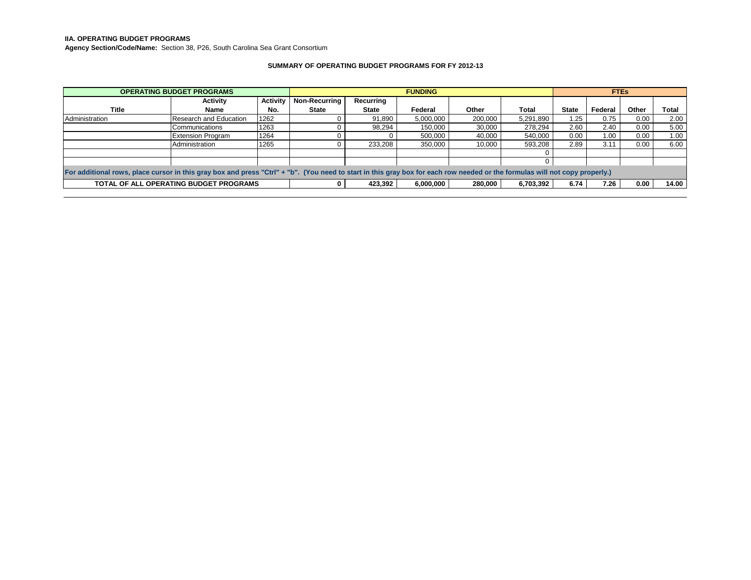**IIA. OPERATING BUDGET PROGRAMS**

**Agency Section/Code/Name:** Section 38, P26, South Carolina Sea Grant Consortium

### SUMMARY OF OPERATING BUDGET PROGRAMS FOR FY 2012-13

| OPERATING BUDGET PROGRAMS | | | FUNDING | | | | | FTEs | | | |
|---|---|---|---|---|---|---|---|---|---|---|---|
| **Title** | **Activity Name** | **Activity No.** | **Non-Recurring State** | **Recurring State** | **Federal** | **Other** | **Total** | **State** | **Federal** | **Other** | **Total** |
| Administration | Research and Education | 1262 | 0 | 91,890 | 5,000,000 | 200,000 | 5,291,890 | 1.25 | 0.75 | 0.00 | 2.00 |
| | Communications | 1263 | 0 | 98,294 | 150,000 | 30,000 | 278,294 | 2.60 | 2.40 | 0.00 | 5.00 |
| | Extension Program | 1264 | 0 | 0 | 500,000 | 40,000 | 540,000 | 0.00 | 1.00 | 0.00 | 1.00 |
| | Administration | 1265 | 0 | 233,208 | 350,000 | 10,000 | 593,208 | 2.89 | 3.11 | 0.00 | 6.00 |
| | | | | | | | 0 | | | | |
| | | | | | | | 0 | | | | |
| For additional rows, place cursor in this gray box and press "Ctrl" + "b". (You need to start in this gray box for each row needed or the formulas will not copy properly.) | | | | | | | | | | | |
| **TOTAL OF ALL OPERATING BUDGET PROGRAMS** | | | **0** | **423,392** | **6,000,000** | **280,000** | **6,703,392** | **6.74** | **7.26** | **0.00** | **14.00** |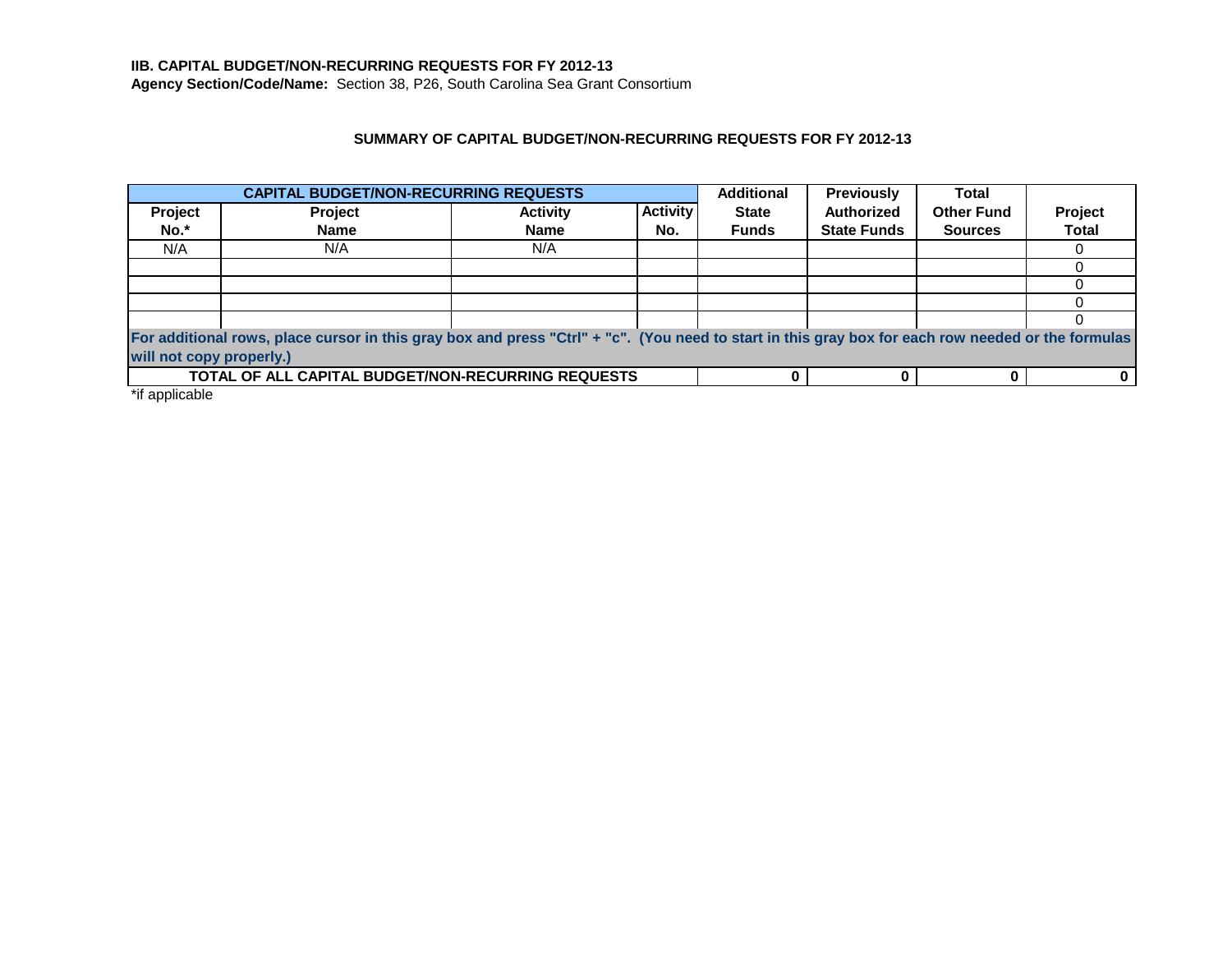**IIB. CAPITAL BUDGET/NON-RECURRING REQUESTS FOR FY 2012-13**

**Agency Section/Code/Name:** Section 38, P26, South Carolina Sea Grant Consortium

**SUMMARY OF CAPITAL BUDGET/NON-RECURRING REQUESTS FOR FY 2012-13**

| CAPITAL BUDGET/NON-RECURRING REQUESTS | | | | Additional | Previously | Total | |
|---|---|---|---|---|---|---|---|
| Project No.* | Project Name | Activity Name | Activity No. | State Funds | Authorized State Funds | Other Fund Sources | Project Total |
| N/A | N/A | N/A | | | | | 0 |
| | | | | | | | 0 |
| | | | | | | | 0 |
| | | | | | | | 0 |
| | | | | | | | 0 |
| For additional rows, place cursor in this gray box and press "Ctrl" + "c". (You need to start in this gray box for each row needed or the formulas will not copy properly.) | | | | | | | |
| **TOTAL OF ALL CAPITAL BUDGET/NON-RECURRING REQUESTS** | | | | **0** | **0** | **0** | **0** |

*if applicable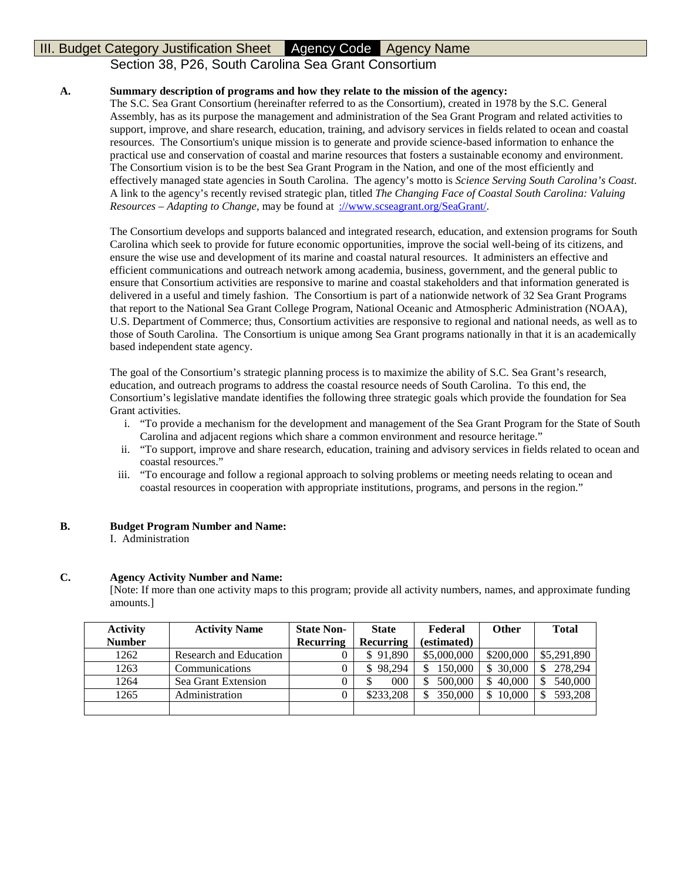# III. Budget Category Justification Sheet | Agency Code | Agency Name

## Section 38, P26, South Carolina Sea Grant Consortium

**A. Summary description of programs and how they relate to the mission of the agency:**

The S.C. Sea Grant Consortium (hereinafter referred to as the Consortium), created in 1978 by the S.C. General Assembly, has as its purpose the management and administration of the Sea Grant Program and related activities to support, improve, and share research, education, training, and advisory services in fields related to ocean and coastal resources. The Consortium's unique mission is to generate and provide science-based information to enhance the practical use and conservation of coastal and marine resources that fosters a sustainable economy and environment. The Consortium vision is to be the best Sea Grant Program in the Nation, and one of the most efficiently and effectively managed state agencies in South Carolina. The agency's motto is *Science Serving South Carolina's Coast*. A link to the agency's recently revised strategic plan, titled *The Changing Face of Coastal South Carolina: Valuing Resources – Adapting to Change*, may be found at ://www.scseagrant.org/SeaGrant/.

The Consortium develops and supports balanced and integrated research, education, and extension programs for South Carolina which seek to provide for future economic opportunities, improve the social well-being of its citizens, and ensure the wise use and development of its marine and coastal natural resources. It administers an effective and efficient communications and outreach network among academia, business, government, and the general public to ensure that Consortium activities are responsive to marine and coastal stakeholders and that information generated is delivered in a useful and timely fashion. The Consortium is part of a nationwide network of 32 Sea Grant Programs that report to the National Sea Grant College Program, National Oceanic and Atmospheric Administration (NOAA), U.S. Department of Commerce; thus, Consortium activities are responsive to regional and national needs, as well as to those of South Carolina. The Consortium is unique among Sea Grant programs nationally in that it is an academically based independent state agency.

The goal of the Consortium's strategic planning process is to maximize the ability of S.C. Sea Grant's research, education, and outreach programs to address the coastal resource needs of South Carolina. To this end, the Consortium's legislative mandate identifies the following three strategic goals which provide the foundation for Sea Grant activities.

i. "To provide a mechanism for the development and management of the Sea Grant Program for the State of South Carolina and adjacent regions which share a common environment and resource heritage."
ii. "To support, improve and share research, education, training and advisory services in fields related to ocean and coastal resources."
iii. "To encourage and follow a regional approach to solving problems or meeting needs relating to ocean and coastal resources in cooperation with appropriate institutions, programs, and persons in the region."

**B. Budget Program Number and Name:**

I. Administration

**C. Agency Activity Number and Name:**

[Note: If more than one activity maps to this program; provide all activity numbers, names, and approximate funding amounts.]

| Activity Number | Activity Name | State Non-Recurring | State Recurring | Federal (estimated) | Other | Total |
|---|---|---|---|---|---|---|
| 1262 | Research and Education | 0 | $ 91,890 | $5,000,000 | $200,000 | $5,291,890 |
| 1263 | Communications | 0 | $ 98,294 | $ 150,000 | $ 30,000 | $ 278,294 |
| 1264 | Sea Grant Extension | 0 | $ 000 | $ 500,000 | $ 40,000 | $ 540,000 |
| 1265 | Administration | 0 | $233,208 | $ 350,000 | $ 10,000 | $ 593,208 |
| | | | | | | |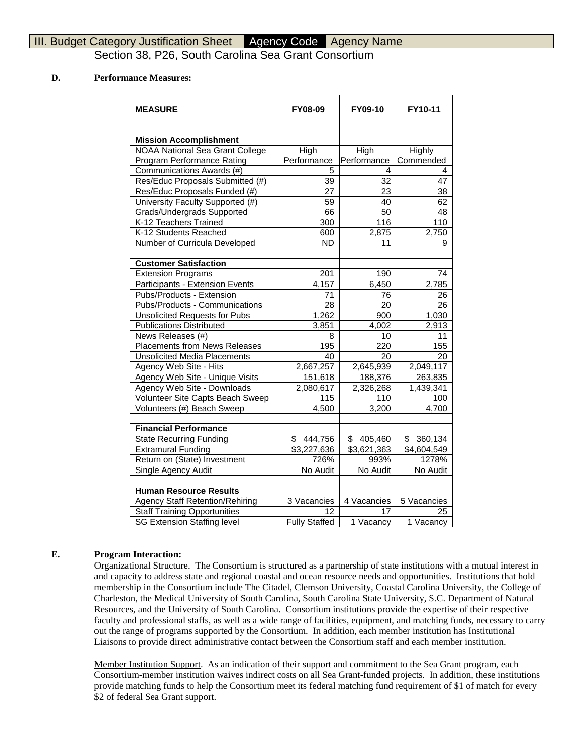III. Budget Category Justification Sheet | Agency Code | Agency Name

Section 38, P26, South Carolina Sea Grant Consortium

**D. Performance Measures:**

| MEASURE | FY08-09 | FY09-10 | FY10-11 |
|---|---|---|---|
| | | | |
| **Mission Accomplishment** | | | |
| NOAA National Sea Grant College Program Performance Rating | High Performance | High Performance | Highly Commended |
| Communications Awards (#) | 5 | 4 | 4 |
| Res/Educ Proposals Submitted (#) | 39 | 32 | 47 |
| Res/Educ Proposals Funded (#) | 27 | 23 | 38 |
| University Faculty Supported (#) | 59 | 40 | 62 |
| Grads/Undergrads Supported | 66 | 50 | 48 |
| K-12 Teachers Trained | 300 | 116 | 110 |
| K-12 Students Reached | 600 | 2,875 | 2,750 |
| Number of Curricula Developed | ND | 11 | 9 |
| | | | |
| **Customer Satisfaction** | | | |
| Extension Programs | 201 | 190 | 74 |
| Participants - Extension Events | 4,157 | 6,450 | 2,785 |
| Pubs/Products - Extension | 71 | 76 | 26 |
| Pubs/Products - Communications | 28 | 20 | 26 |
| Unsolicited Requests for Pubs | 1,262 | 900 | 1,030 |
| Publications Distributed | 3,851 | 4,002 | 2,913 |
| News Releases (#) | 8 | 10 | 11 |
| Placements from News Releases | 195 | 220 | 155 |
| Unsolicited Media Placements | 40 | 20 | 20 |
| Agency Web Site - Hits | 2,667,257 | 2,645,939 | 2,049,117 |
| Agency Web Site - Unique Visits | 151,618 | 188,376 | 263,835 |
| Agency Web Site - Downloads | 2,080,617 | 2,326,268 | 1,439,341 |
| Volunteer Site Capts Beach Sweep | 115 | 110 | 100 |
| Volunteers (#) Beach Sweep | 4,500 | 3,200 | 4,700 |
| | | | |
| **Financial Performance** | | | |
| State Recurring Funding | $ 444,756 | $ 405,460 | $ 360,134 |
| Extramural Funding | $3,227,636 | $3,621,363 | $4,604,549 |
| Return on (State) Investment | 726% | 993% | 1278% |
| Single Agency Audit | No Audit | No Audit | No Audit |
| | | | |
| **Human Resource Results** | | | |
| Agency Staff Retention/Rehiring | 3 Vacancies | 4 Vacancies | 5 Vacancies |
| Staff Training Opportunities | 12 | 17 | 25 |
| SG Extension Staffing level | Fully Staffed | 1 Vacancy | 1 Vacancy |

**E. Program Interaction:**

Organizational Structure. The Consortium is structured as a partnership of state institutions with a mutual interest in and capacity to address state and regional coastal and ocean resource needs and opportunities. Institutions that hold membership in the Consortium include The Citadel, Clemson University, Coastal Carolina University, the College of Charleston, the Medical University of South Carolina, South Carolina State University, S.C. Department of Natural Resources, and the University of South Carolina. Consortium institutions provide the expertise of their respective faculty and professional staffs, as well as a wide range of facilities, equipment, and matching funds, necessary to carry out the range of programs supported by the Consortium. In addition, each member institution has Institutional Liaisons to provide direct administrative contact between the Consortium staff and each member institution.

Member Institution Support. As an indication of their support and commitment to the Sea Grant program, each Consortium-member institution waives indirect costs on all Sea Grant-funded projects. In addition, these institutions provide matching funds to help the Consortium meet its federal matching fund requirement of $1 of match for every $2 of federal Sea Grant support.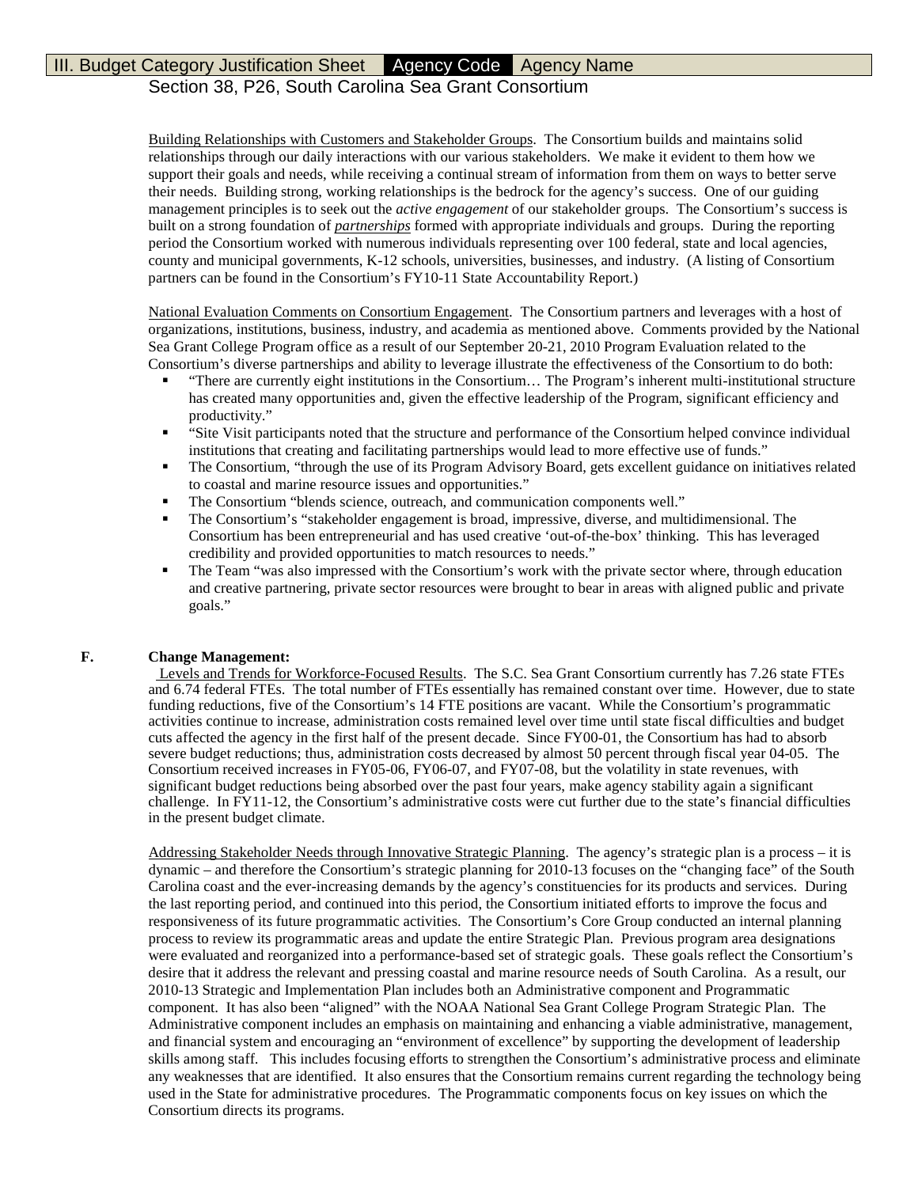Building Relationships with Customers and Stakeholder Groups. The Consortium builds and maintains solid relationships through our daily interactions with our various stakeholders. We make it evident to them how we support their goals and needs, while receiving a continual stream of information from them on ways to better serve their needs. Building strong, working relationships is the bedrock for the agency's success. One of our guiding management principles is to seek out the *active engagement* of our stakeholder groups. The Consortium's success is built on a strong foundation of ***partnerships*** formed with appropriate individuals and groups. During the reporting period the Consortium worked with numerous individuals representing over 100 federal, state and local agencies, county and municipal governments, K-12 schools, universities, businesses, and industry. (A listing of Consortium partners can be found in the Consortium's FY10-11 State Accountability Report.)

National Evaluation Comments on Consortium Engagement. The Consortium partners and leverages with a host of organizations, institutions, business, industry, and academia as mentioned above. Comments provided by the National Sea Grant College Program office as a result of our September 20-21, 2010 Program Evaluation related to the Consortium's diverse partnerships and ability to leverage illustrate the effectiveness of the Consortium to do both:

- "There are currently eight institutions in the Consortium… The Program's inherent multi-institutional structure has created many opportunities and, given the effective leadership of the Program, significant efficiency and productivity."
- "Site Visit participants noted that the structure and performance of the Consortium helped convince individual institutions that creating and facilitating partnerships would lead to more effective use of funds."
- The Consortium, "through the use of its Program Advisory Board, gets excellent guidance on initiatives related to coastal and marine resource issues and opportunities."
- The Consortium "blends science, outreach, and communication components well."
- The Consortium's "stakeholder engagement is broad, impressive, diverse, and multidimensional. The Consortium has been entrepreneurial and has used creative 'out-of-the-box' thinking. This has leveraged credibility and provided opportunities to match resources to needs."
- The Team "was also impressed with the Consortium's work with the private sector where, through education and creative partnering, private sector resources were brought to bear in areas with aligned public and private goals."

**F. Change Management:**

Levels and Trends for Workforce-Focused Results. The S.C. Sea Grant Consortium currently has 7.26 state FTEs and 6.74 federal FTEs. The total number of FTEs essentially has remained constant over time. However, due to state funding reductions, five of the Consortium's 14 FTE positions are vacant. While the Consortium's programmatic activities continue to increase, administration costs remained level over time until state fiscal difficulties and budget cuts affected the agency in the first half of the present decade. Since FY00-01, the Consortium has had to absorb severe budget reductions; thus, administration costs decreased by almost 50 percent through fiscal year 04-05. The Consortium received increases in FY05-06, FY06-07, and FY07-08, but the volatility in state revenues, with significant budget reductions being absorbed over the past four years, make agency stability again a significant challenge. In FY11-12, the Consortium's administrative costs were cut further due to the state's financial difficulties in the present budget climate.

Addressing Stakeholder Needs through Innovative Strategic Planning. The agency's strategic plan is a process – it is dynamic – and therefore the Consortium's strategic planning for 2010-13 focuses on the "changing face" of the South Carolina coast and the ever-increasing demands by the agency's constituencies for its products and services. During the last reporting period, and continued into this period, the Consortium initiated efforts to improve the focus and responsiveness of its future programmatic activities. The Consortium's Core Group conducted an internal planning process to review its programmatic areas and update the entire Strategic Plan. Previous program area designations were evaluated and reorganized into a performance-based set of strategic goals. These goals reflect the Consortium's desire that it address the relevant and pressing coastal and marine resource needs of South Carolina. As a result, our 2010-13 Strategic and Implementation Plan includes both an Administrative component and Programmatic component. It has also been "aligned" with the NOAA National Sea Grant College Program Strategic Plan. The Administrative component includes an emphasis on maintaining and enhancing a viable administrative, management, and financial system and encouraging an "environment of excellence" by supporting the development of leadership skills among staff. This includes focusing efforts to strengthen the Consortium's administrative process and eliminate any weaknesses that are identified. It also ensures that the Consortium remains current regarding the technology being used in the State for administrative procedures. The Programmatic components focus on key issues on which the Consortium directs its programs.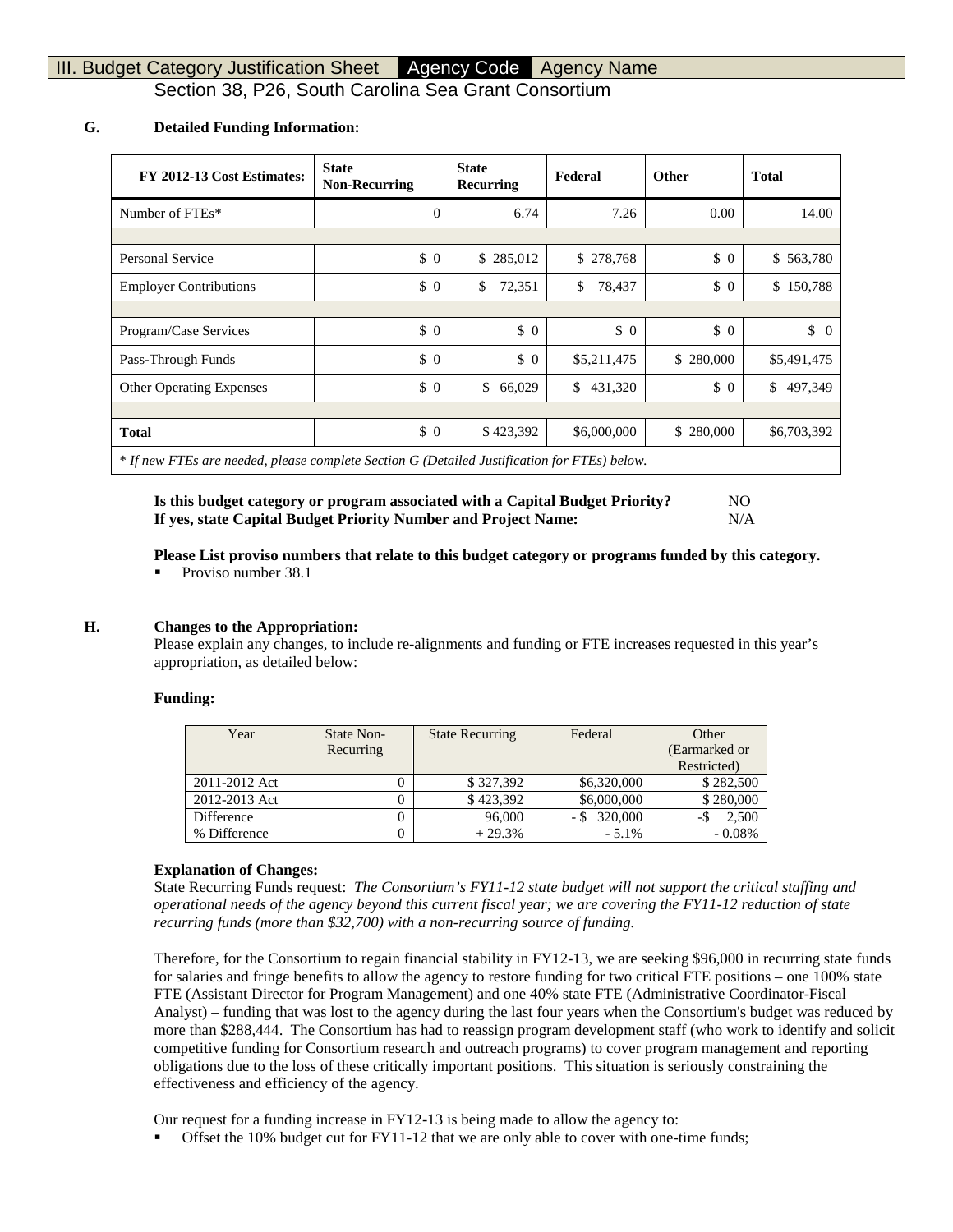III. Budget Category Justification Sheet | Agency Code | Agency Name

Section 38, P26, South Carolina Sea Grant Consortium

**G. Detailed Funding Information:**

| FY 2012-13 Cost Estimates: | State Non-Recurring | State Recurring | Federal | Other | Total |
|---|---|---|---|---|---|
| Number of FTEs* | 0 | 6.74 | 7.26 | 0.00 | 14.00 |
| | | | | | |
| Personal Service | $ 0 | $ 285,012 | $ 278,768 | $ 0 | $ 563,780 |
| Employer Contributions | $ 0 | $ 72,351 | $ 78,437 | $ 0 | $ 150,788 |
| | | | | | |
| Program/Case Services | $ 0 | $ 0 | $ 0 | $ 0 | $ 0 |
| Pass-Through Funds | $ 0 | $ 0 | $5,211,475 | $ 280,000 | $5,491,475 |
| Other Operating Expenses | $ 0 | $ 66,029 | $ 431,320 | $ 0 | $ 497,349 |
| | | | | | |
| **Total** | $ 0 | $ 423,392 | $6,000,000 | $ 280,000 | $6,703,392 |

*\* If new FTEs are needed, please complete Section G (Detailed Justification for FTEs) below.*

**Is this budget category or program associated with a Capital Budget Priority?** NO
**If yes, state Capital Budget Priority Number and Project Name:** N/A

**Please List proviso numbers that relate to this budget category or programs funded by this category.**

- Proviso number 38.1

**H. Changes to the Appropriation:**

Please explain any changes, to include re-alignments and funding or FTE increases requested in this year's appropriation, as detailed below:

**Funding:**

| Year | State Non-Recurring | State Recurring | Federal | Other (Earmarked or Restricted) |
|---|---|---|---|---|
| 2011-2012 Act | 0 | $ 327,392 | $6,320,000 | $ 282,500 |
| 2012-2013 Act | 0 | $ 423,392 | $6,000,000 | $ 280,000 |
| Difference | 0 | 96,000 | - $ 320,000 | -$ 2,500 |
| % Difference | 0 | + 29.3% | - 5.1% | - 0.08% |

**Explanation of Changes:**

State Recurring Funds request: *The Consortium's FY11-12 state budget will not support the critical staffing and operational needs of the agency beyond this current fiscal year; we are covering the FY11-12 reduction of state recurring funds (more than $32,700) with a non-recurring source of funding.*

Therefore, for the Consortium to regain financial stability in FY12-13, we are seeking $96,000 in recurring state funds for salaries and fringe benefits to allow the agency to restore funding for two critical FTE positions – one 100% state FTE (Assistant Director for Program Management) and one 40% state FTE (Administrative Coordinator-Fiscal Analyst) – funding that was lost to the agency during the last four years when the Consortium's budget was reduced by more than $288,444. The Consortium has had to reassign program development staff (who work to identify and solicit competitive funding for Consortium research and outreach programs) to cover program management and reporting obligations due to the loss of these critically important positions. This situation is seriously constraining the effectiveness and efficiency of the agency.

Our request for a funding increase in FY12-13 is being made to allow the agency to:

- Offset the 10% budget cut for FY11-12 that we are only able to cover with one-time funds;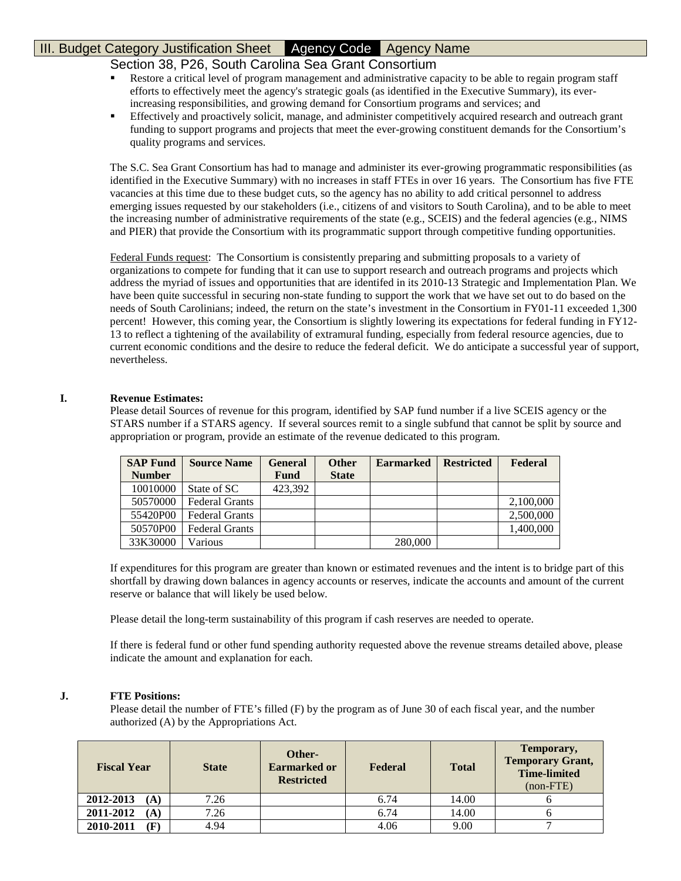III. Budget Category Justification Sheet | Agency Code | Agency Name

Section 38, P26, South Carolina Sea Grant Consortium

- Restore a critical level of program management and administrative capacity to be able to regain program staff efforts to effectively meet the agency's strategic goals (as identified in the Executive Summary), its ever-increasing responsibilities, and growing demand for Consortium programs and services; and
- Effectively and proactively solicit, manage, and administer competitively acquired research and outreach grant funding to support programs and projects that meet the ever-growing constituent demands for the Consortium's quality programs and services.

The S.C. Sea Grant Consortium has had to manage and administer its ever-growing programmatic responsibilities (as identified in the Executive Summary) with no increases in staff FTEs in over 16 years. The Consortium has five FTE vacancies at this time due to these budget cuts, so the agency has no ability to add critical personnel to address emerging issues requested by our stakeholders (i.e., citizens of and visitors to South Carolina), and to be able to meet the increasing number of administrative requirements of the state (e.g., SCEIS) and the federal agencies (e.g., NIMS and PIER) that provide the Consortium with its programmatic support through competitive funding opportunities.

Federal Funds request: The Consortium is consistently preparing and submitting proposals to a variety of organizations to compete for funding that it can use to support research and outreach programs and projects which address the myriad of issues and opportunities that are identifed in its 2010-13 Strategic and Implementation Plan. We have been quite successful in securing non-state funding to support the work that we have set out to do based on the needs of South Carolinians; indeed, the return on the state's investment in the Consortium in FY01-11 exceeded 1,300 percent! However, this coming year, the Consortium is slightly lowering its expectations for federal funding in FY12-13 to reflect a tightening of the availability of extramural funding, especially from federal resource agencies, due to current economic conditions and the desire to reduce the federal deficit. We do anticipate a successful year of support, nevertheless.

**I. Revenue Estimates:**

Please detail Sources of revenue for this program, identified by SAP fund number if a live SCEIS agency or the STARS number if a STARS agency. If several sources remit to a single subfund that cannot be split by source and appropriation or program, provide an estimate of the revenue dedicated to this program.

| SAP Fund Number | Source Name | General Fund | Other State | Earmarked | Restricted | Federal |
|---|---|---|---|---|---|---|
| 10010000 | State of SC | 423,392 | | | | |
| 50570000 | Federal Grants | | | | | 2,100,000 |
| 55420P00 | Federal Grants | | | | | 2,500,000 |
| 50570P00 | Federal Grants | | | | | 1,400,000 |
| 33K30000 | Various | | | 280,000 | | |

If expenditures for this program are greater than known or estimated revenues and the intent is to bridge part of this shortfall by drawing down balances in agency accounts or reserves, indicate the accounts and amount of the current reserve or balance that will likely be used below.

Please detail the long-term sustainability of this program if cash reserves are needed to operate.

If there is federal fund or other fund spending authority requested above the revenue streams detailed above, please indicate the amount and explanation for each.

**J. FTE Positions:**

Please detail the number of FTE's filled (F) by the program as of June 30 of each fiscal year, and the number authorized (A) by the Appropriations Act.

| Fiscal Year | State | Other-Earmarked or Restricted | Federal | Total | Temporary, Temporary Grant, Time-limited (non-FTE) |
|---|---|---|---|---|---|
| 2012-2013 (A) | 7.26 | | 6.74 | 14.00 | 6 |
| 2011-2012 (A) | 7.26 | | 6.74 | 14.00 | 6 |
| 2010-2011 (F) | 4.94 | | 4.06 | 9.00 | 7 |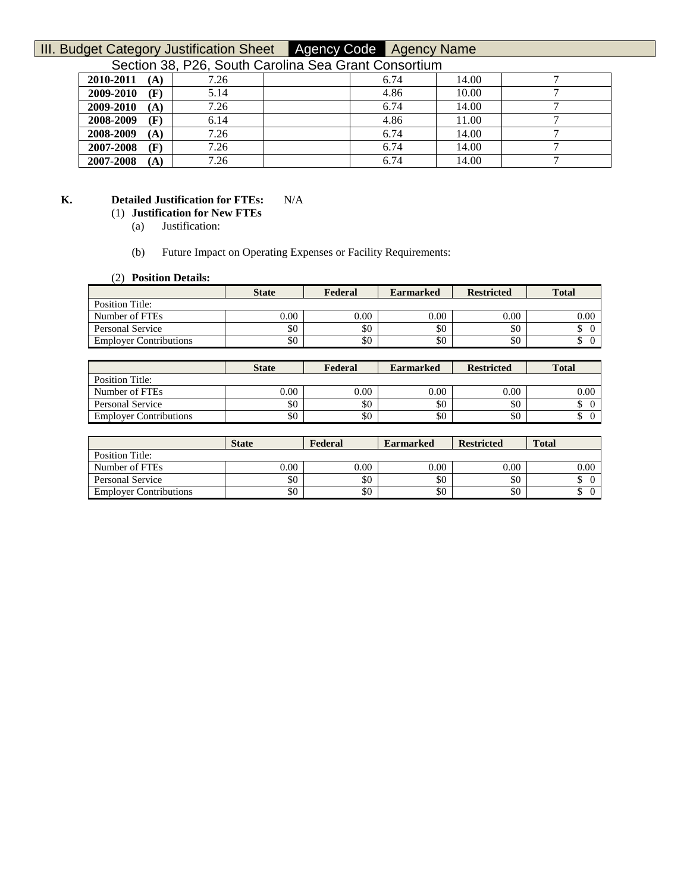III. Budget Category Justification Sheet | Agency Code | Agency Name

Section 38, P26, South Carolina Sea Grant Consortium

| | | | | | |
|---|---|---|---|---|---|
| **2010-2011 (A)** | 7.26 | | 6.74 | 14.00 | 7 |
| **2009-2010 (F)** | 5.14 | | 4.86 | 10.00 | 7 |
| **2009-2010 (A)** | 7.26 | | 6.74 | 14.00 | 7 |
| **2008-2009 (F)** | 6.14 | | 4.86 | 11.00 | 7 |
| **2008-2009 (A)** | 7.26 | | 6.74 | 14.00 | 7 |
| **2007-2008 (F)** | 7.26 | | 6.74 | 14.00 | 7 |
| **2007-2008 (A)** | 7.26 | | 6.74 | 14.00 | 7 |

**K. Detailed Justification for FTEs:** N/A

(1) **Justification for New FTEs**

(a) Justification:

(b) Future Impact on Operating Expenses or Facility Requirements:

(2) **Position Details:**

| | **State** | **Federal** | **Earmarked** | **Restricted** | **Total** |
|---|---|---|---|---|---|
| Position Title: | | | | | |
| Number of FTEs | 0.00 | 0.00 | 0.00 | 0.00 | 0.00 |
| Personal Service | $0 | $0 | $0 | $0 | $ 0 |
| Employer Contributions | $0 | $0 | $0 | $0 | $ 0 |

| | **State** | **Federal** | **Earmarked** | **Restricted** | **Total** |
|---|---|---|---|---|---|
| Position Title: | | | | | |
| Number of FTEs | 0.00 | 0.00 | 0.00 | 0.00 | 0.00 |
| Personal Service | $0 | $0 | $0 | $0 | $ 0 |
| Employer Contributions | $0 | $0 | $0 | $0 | $ 0 |

| | **State** | **Federal** | **Earmarked** | **Restricted** | **Total** |
|---|---|---|---|---|---|
| Position Title: | | | | | |
| Number of FTEs | 0.00 | 0.00 | 0.00 | 0.00 | 0.00 |
| Personal Service | $0 | $0 | $0 | $0 | $ 0 |
| Employer Contributions | $0 | $0 | $0 | $0 | $ 0 |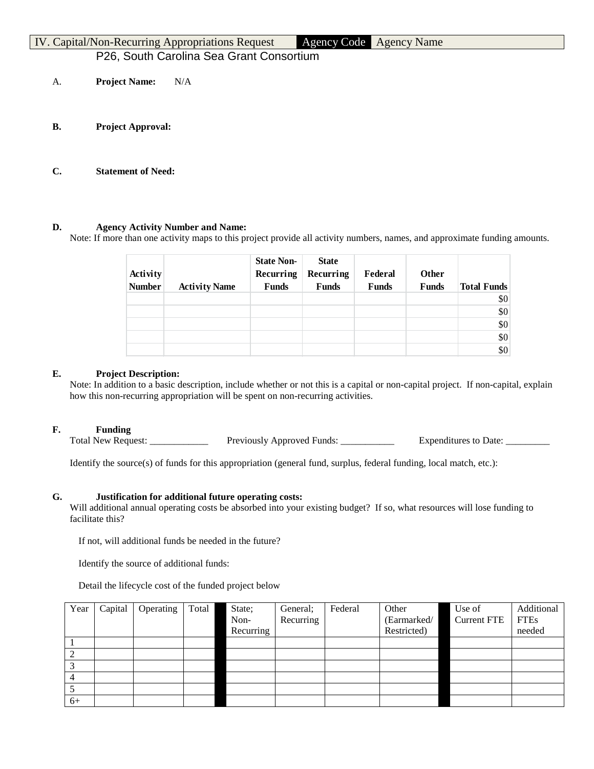| IV. Capital/Non-Recurring Appropriations Request | Agency Code | Agency Name |
|---|---|---|

P26, South Carolina Sea Grant Consortium

A. **Project Name:** N/A

**B. Project Approval:**

**C. Statement of Need:**

**D. Agency Activity Number and Name:**

Note: If more than one activity maps to this project provide all activity numbers, names, and approximate funding amounts.

| Activity Number | Activity Name | State Non-Recurring Funds | State Recurring Funds | Federal Funds | Other Funds | Total Funds |
|---|---|---|---|---|---|---|
| | | | | | | $0 |
| | | | | | | $0 |
| | | | | | | $0 |
| | | | | | | $0 |
| | | | | | | $0 |

**E. Project Description:**

Note: In addition to a basic description, include whether or not this is a capital or non-capital project. If non-capital, explain how this non-recurring appropriation will be spent on non-recurring activities.

**F. Funding**

Total New Request: ____________ Previously Approved Funds: ___________ Expenditures to Date: _________

Identify the source(s) of funds for this appropriation (general fund, surplus, federal funding, local match, etc.):

**G. Justification for additional future operating costs:**

Will additional annual operating costs be absorbed into your existing budget? If so, what resources will lose funding to facilitate this?

If not, will additional funds be needed in the future?

Identify the source of additional funds:

Detail the lifecycle cost of the funded project below

| Year | Capital | Operating | Total | | State; Non-Recurring | General; Recurring | Federal | Other (Earmarked/ Restricted) | | Use of Current FTE | Additional FTEs needed |
|---|---|---|---|---|---|---|---|---|---|---|---|
| 1 | | | | | | | | | | | |
| 2 | | | | | | | | | | | |
| 3 | | | | | | | | | | | |
| 4 | | | | | | | | | | | |
| 5 | | | | | | | | | | | |
| 6+ | | | | | | | | | | | |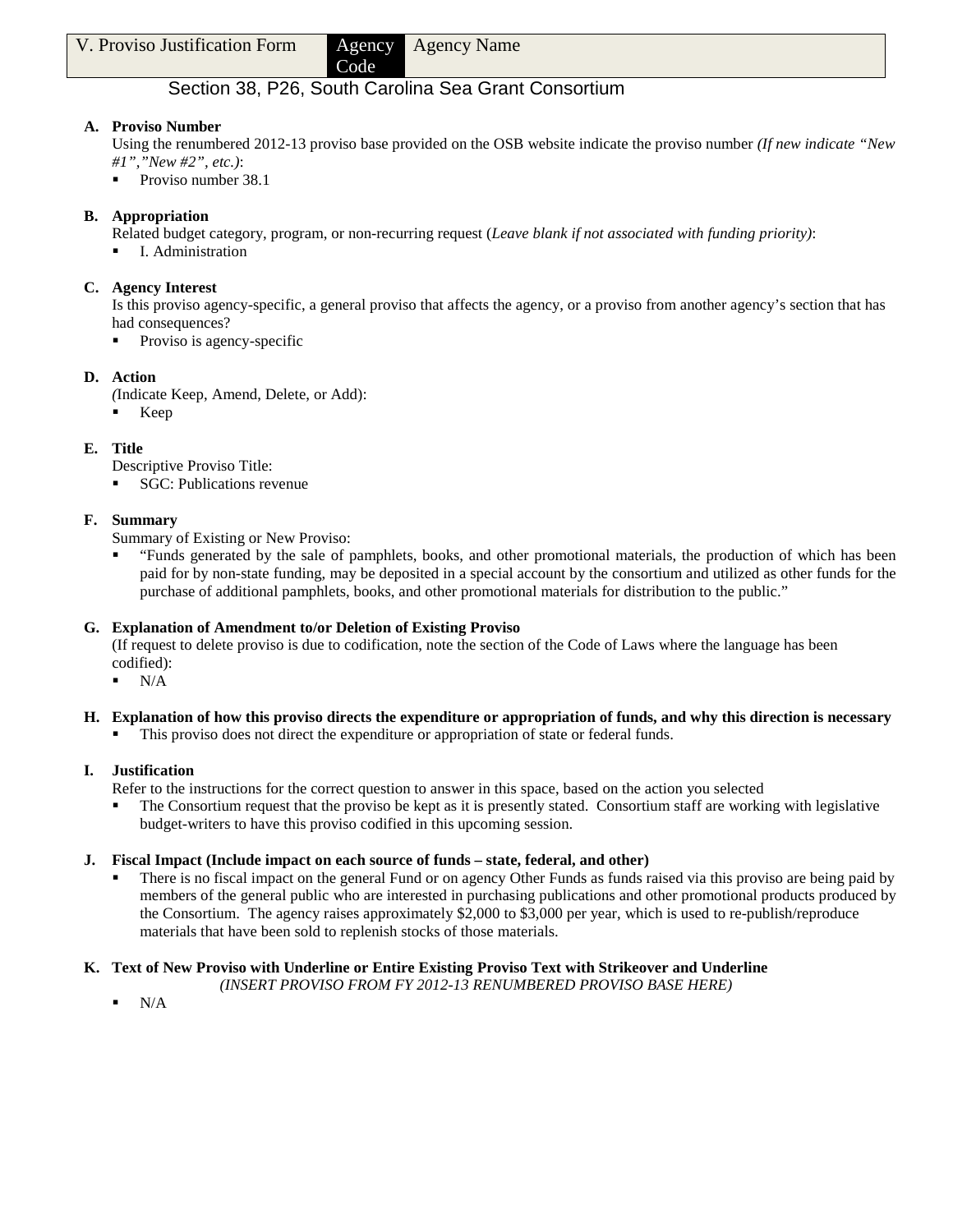| V. Proviso Justification Form | Agency Code | Agency Name |
|---|---|---|

Section 38, P26, South Carolina Sea Grant Consortium

**A. Proviso Number**

Using the renumbered 2012-13 proviso base provided on the OSB website indicate the proviso number *(If new indicate "New #1","New #2", etc.)*:

- Proviso number 38.1

**B. Appropriation**

Related budget category, program, or non-recurring request (*Leave blank if not associated with funding priority)*:

- I. Administration

**C. Agency Interest**

Is this proviso agency-specific, a general proviso that affects the agency, or a proviso from another agency's section that has had consequences?

- Proviso is agency-specific

**D. Action**

*(*Indicate Keep, Amend, Delete, or Add):

- Keep

**E. Title**

Descriptive Proviso Title:

- SGC: Publications revenue

**F. Summary**

Summary of Existing or New Proviso:

- "Funds generated by the sale of pamphlets, books, and other promotional materials, the production of which has been paid for by non-state funding, may be deposited in a special account by the consortium and utilized as other funds for the purchase of additional pamphlets, books, and other promotional materials for distribution to the public."

**G. Explanation of Amendment to/or Deletion of Existing Proviso**

(If request to delete proviso is due to codification, note the section of the Code of Laws where the language has been codified):

- N/A

**H. Explanation of how this proviso directs the expenditure or appropriation of funds, and why this direction is necessary**

- This proviso does not direct the expenditure or appropriation of state or federal funds.

**I. Justification**

Refer to the instructions for the correct question to answer in this space, based on the action you selected

- The Consortium request that the proviso be kept as it is presently stated. Consortium staff are working with legislative budget-writers to have this proviso codified in this upcoming session.

**J. Fiscal Impact (Include impact on each source of funds – state, federal, and other)**

- There is no fiscal impact on the general Fund or on agency Other Funds as funds raised via this proviso are being paid by members of the general public who are interested in purchasing publications and other promotional products produced by the Consortium. The agency raises approximately $2,000 to $3,000 per year, which is used to re-publish/reproduce materials that have been sold to replenish stocks of those materials.

**K. Text of New Proviso with Underline or Entire Existing Proviso Text with Strikeover and Underline**

*(INSERT PROVISO FROM FY 2012-13 RENUMBERED PROVISO BASE HERE)*

- N/A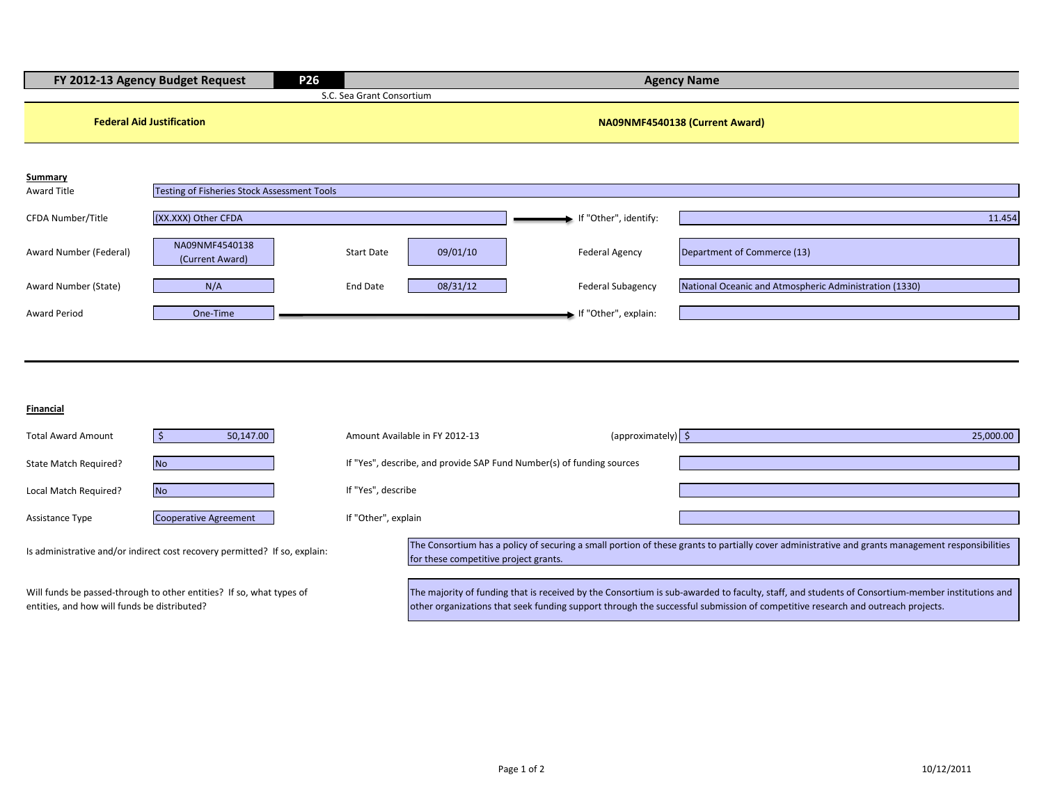| FY 2012-13 Agency Budget Request | P26 | Agency Name |
|---|---|---|
| | | S.C. Sea Grant Consortium |

**Federal Aid Justification** — **NA09NMF4540138 (Current Award)**

**Summary**

| | | | | | |
|---|---|---|---|---|---|
| Award Title | Testing of Fisheries Stock Assessment Tools | | | | |
| CFDA Number/Title | (XX.XXX) Other CFDA | | | If "Other", identify: | 11.454 |
| Award Number (Federal) | NA09NMF4540138 (Current Award) | Start Date | 09/01/10 | Federal Agency | Department of Commerce (13) |
| Award Number (State) | N/A | End Date | 08/31/12 | Federal Subagency | National Oceanic and Atmospheric Administration (1330) |
| Award Period | One-Time | | | If "Other", explain: | |

**Financial**

| | | | |
|---|---|---|---|
| Total Award Amount | $ 50,147.00 | Amount Available in FY 2012-13 (approximately) | $ 25,000.00 |
| State Match Required? | No | If "Yes", describe, and provide SAP Fund Number(s) of funding sources | |
| Local Match Required? | No | If "Yes", describe | |
| Assistance Type | Cooperative Agreement | If "Other", explain | |

Is administrative and/or indirect cost recovery permitted? If so, explain:

The Consortium has a policy of securing a small portion of these grants to partially cover administrative and grants management responsibilities for these competitive project grants.

Will funds be passed-through to other entities? If so, what types of entities, and how will funds be distributed?

The majority of funding that is received by the Consortium is sub-awarded to faculty, staff, and students of Consortium-member institutions and other organizations that seek funding support through the successful submission of competitive research and outreach projects.

10/12/2011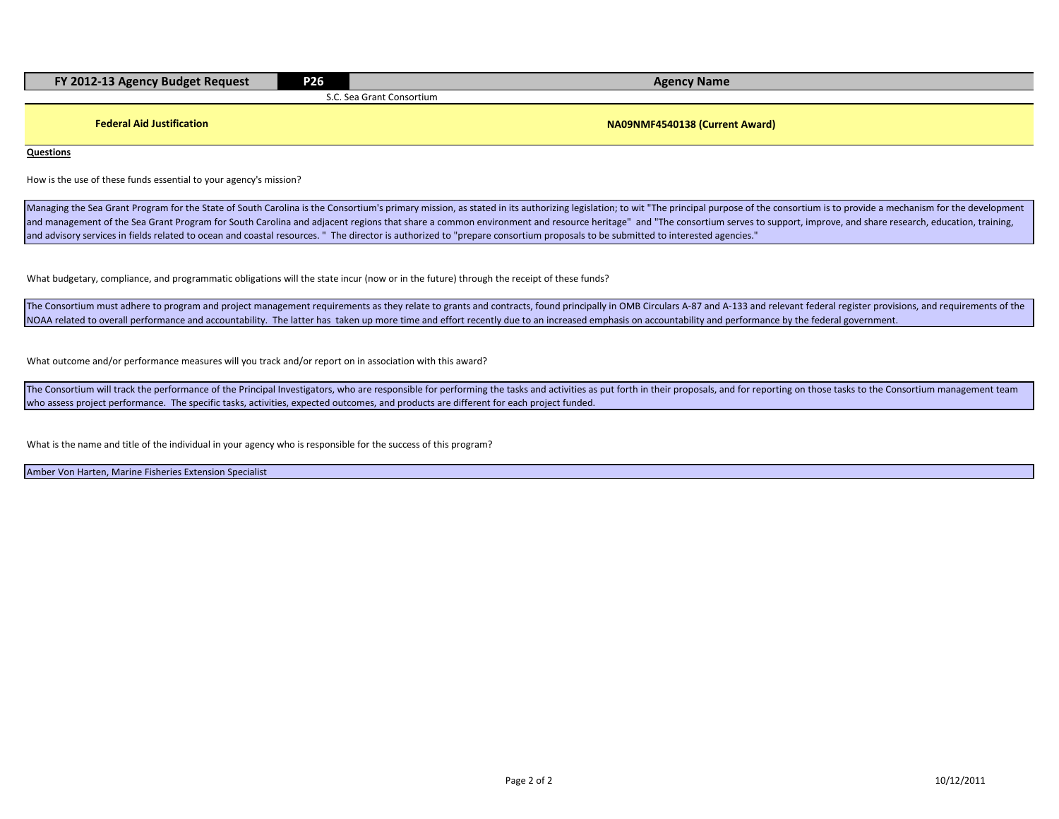| FY 2012-13 Agency Budget Request | P26 | Agency Name |
|---|---|---|
| | | S.C. Sea Grant Consortium |

**Federal Aid Justification** — **NA09NMF4540138 (Current Award)**

**Questions**

How is the use of these funds essential to your agency's mission?

Managing the Sea Grant Program for the State of South Carolina is the Consortium's primary mission, as stated in its authorizing legislation; to wit "The principal purpose of the consortium is to provide a mechanism for the development and management of the Sea Grant Program for South Carolina and adjacent regions that share a common environment and resource heritage" and "The consortium serves to support, improve, and share research, education, training, and advisory services in fields related to ocean and coastal resources. " The director is authorized to "prepare consortium proposals to be submitted to interested agencies."

What budgetary, compliance, and programmatic obligations will the state incur (now or in the future) through the receipt of these funds?

The Consortium must adhere to program and project management requirements as they relate to grants and contracts, found principally in OMB Circulars A-87 and A-133 and relevant federal register provisions, and requirements of the NOAA related to overall performance and accountability. The latter has taken up more time and effort recently due to an increased emphasis on accountability and performance by the federal government.

What outcome and/or performance measures will you track and/or report on in association with this award?

The Consortium will track the performance of the Principal Investigators, who are responsible for performing the tasks and activities as put forth in their proposals, and for reporting on those tasks to the Consortium management team who assess project performance. The specific tasks, activities, expected outcomes, and products are different for each project funded.

What is the name and title of the individual in your agency who is responsible for the success of this program?

Amber Von Harten, Marine Fisheries Extension Specialist

10/12/2011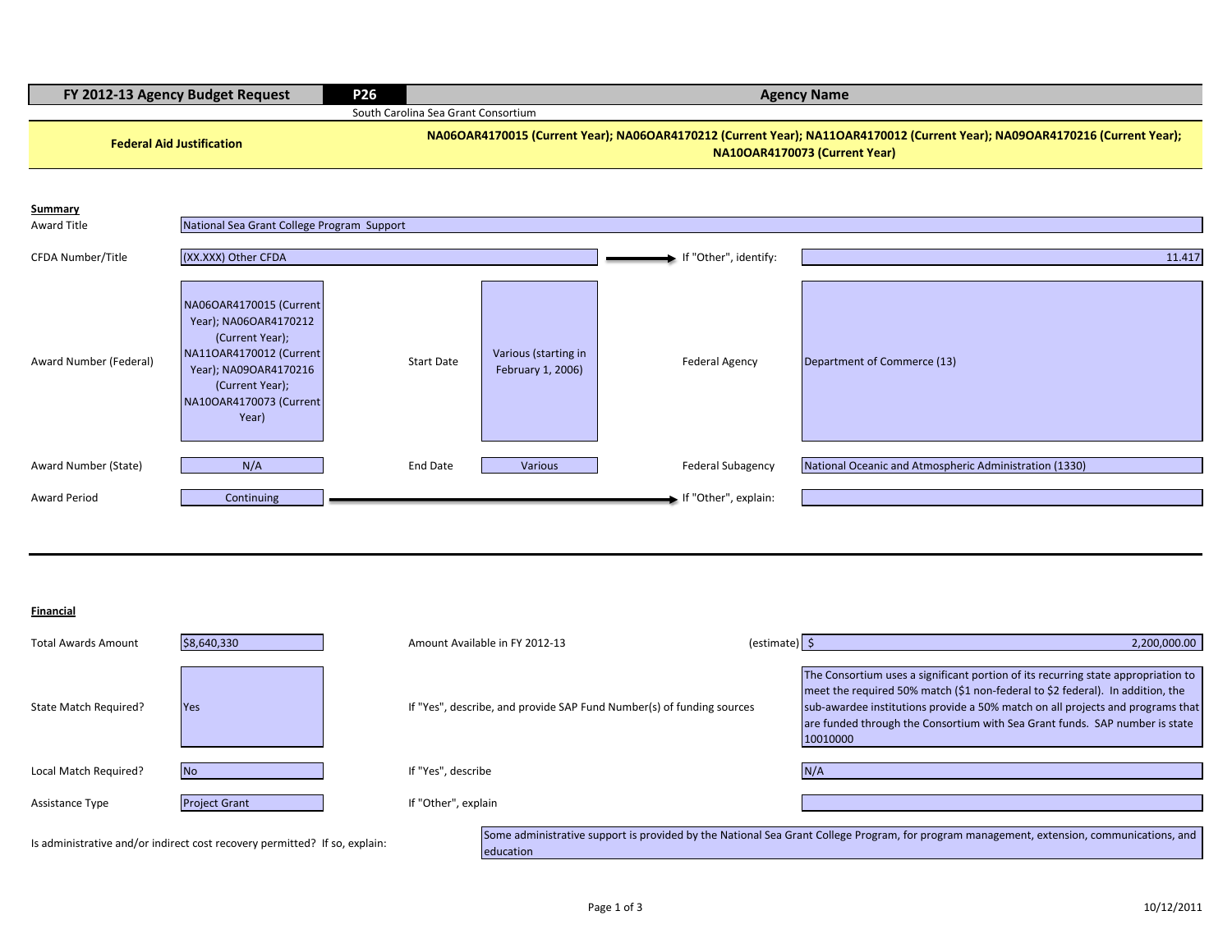| FY 2012-13 Agency Budget Request | P26 | Agency Name |
|---|---|---|
| | | South Carolina Sea Grant Consortium |

**Federal Aid Justification** — NA06OAR4170015 (Current Year); NA06OAR4170212 (Current Year); NA11OAR4170012 (Current Year); NA09OAR4170216 (Current Year); NA10OAR4170073 (Current Year)

## Summary

| | | | | | |
|---|---|---|---|---|---|
| Award Title | National Sea Grant College Program Support | | | | |
| CFDA Number/Title | (XX.XXX) Other CFDA | | | If "Other", identify: | 11.417 |
| Award Number (Federal) | NA06OAR4170015 (Current Year); NA06OAR4170212 (Current Year); NA11OAR4170012 (Current Year); NA09OAR4170216 (Current Year); NA10OAR4170073 (Current Year) | Start Date | Various (starting in February 1, 2006) | Federal Agency | Department of Commerce (13) |
| Award Number (State) | N/A | End Date | Various | Federal Subagency | National Oceanic and Atmospheric Administration (1330) |
| Award Period | Continuing | | | If "Other", explain: | |

## Financial

| | | | |
|---|---|---|---|
| Total Awards Amount | $8,640,330 | Amount Available in FY 2012-13 (estimate) | $ 2,200,000.00 |
| State Match Required? | Yes | If "Yes", describe, and provide SAP Fund Number(s) of funding sources | The Consortium uses a significant portion of its recurring state appropriation to meet the required 50% match ($1 non-federal to $2 federal). In addition, the sub-awardee institutions provide a 50% match on all projects and programs that are funded through the Consortium with Sea Grant funds. SAP number is state 10010000 |
| Local Match Required? | No | If "Yes", describe | N/A |
| Assistance Type | Project Grant | If "Other", explain | |

Is administrative and/or indirect cost recovery permitted? If so, explain: Some administrative support is provided by the National Sea Grant College Program, for program management, extension, communications, and education

10/12/2011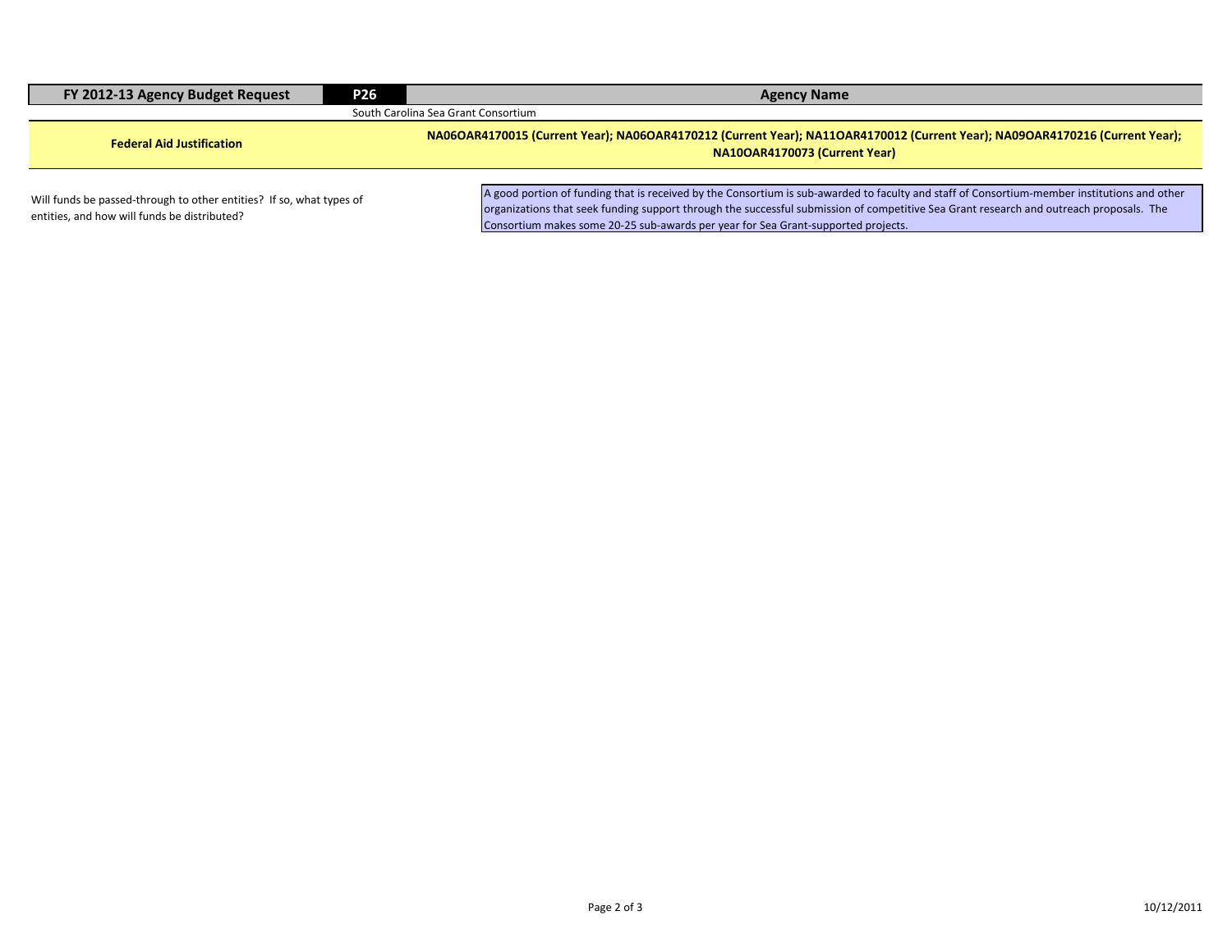| FY 2012-13 Agency Budget Request | P26 | Agency Name |
|---|---|---|
| | | South Carolina Sea Grant Consortium |
| **Federal Aid Justification** | | **NA06OAR4170015 (Current Year); NA06OAR4170212 (Current Year); NA11OAR4170012 (Current Year); NA09OAR4170216 (Current Year); NA10OAR4170073 (Current Year)** |

| | |
|---|---|
| Will funds be passed-through to other entities? If so, what types of entities, and how will funds be distributed? | A good portion of funding that is received by the Consortium is sub-awarded to faculty and staff of Consortium-member institutions and other organizations that seek funding support through the successful submission of competitive Sea Grant research and outreach proposals. The Consortium makes some 20-25 sub-awards per year for Sea Grant-supported projects. |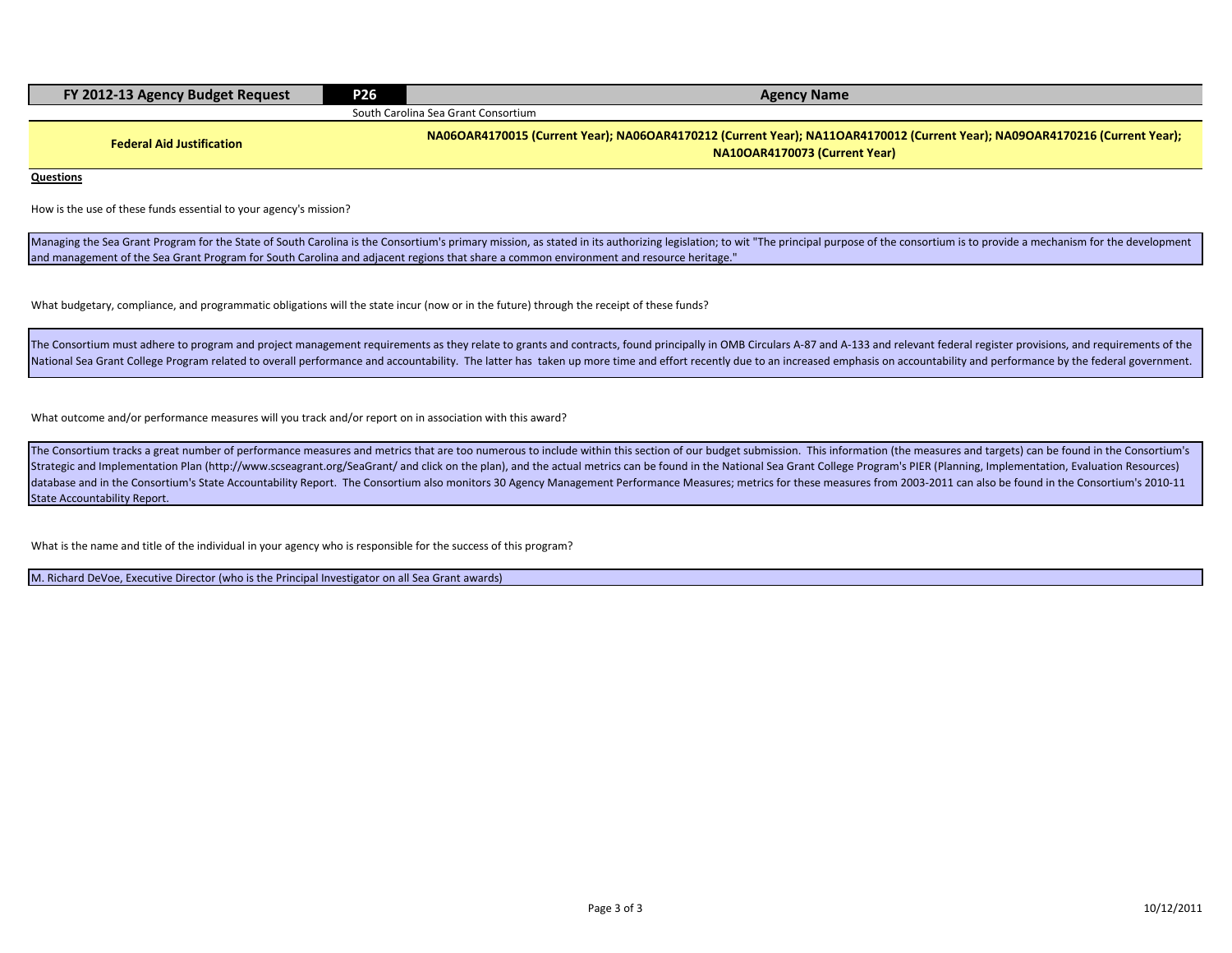| FY 2012-13 Agency Budget Request | P26 | Agency Name |
|---|---|---|
| | | South Carolina Sea Grant Consortium |

| Federal Aid Justification | NA06OAR4170015 (Current Year); NA06OAR4170212 (Current Year); NA11OAR4170012 (Current Year); NA09OAR4170216 (Current Year); NA10OAR4170073 (Current Year) |
|---|---|

**Questions**

How is the use of these funds essential to your agency's mission?

Managing the Sea Grant Program for the State of South Carolina is the Consortium's primary mission, as stated in its authorizing legislation; to wit "The principal purpose of the consortium is to provide a mechanism for the development and management of the Sea Grant Program for South Carolina and adjacent regions that share a common environment and resource heritage."

What budgetary, compliance, and programmatic obligations will the state incur (now or in the future) through the receipt of these funds?

The Consortium must adhere to program and project management requirements as they relate to grants and contracts, found principally in OMB Circulars A-87 and A-133 and relevant federal register provisions, and requirements of the National Sea Grant College Program related to overall performance and accountability. The latter has taken up more time and effort recently due to an increased emphasis on accountability and performance by the federal government.

What outcome and/or performance measures will you track and/or report on in association with this award?

The Consortium tracks a great number of performance measures and metrics that are too numerous to include within this section of our budget submission. This information (the measures and targets) can be found in the Consortium's Strategic and Implementation Plan (http://www.scseagrant.org/SeaGrant/ and click on the plan), and the actual metrics can be found in the National Sea Grant College Program's PIER (Planning, Implementation, Evaluation Resources) database and in the Consortium's State Accountability Report. The Consortium also monitors 30 Agency Management Performance Measures; metrics for these measures from 2003-2011 can also be found in the Consortium's 2010-11 State Accountability Report.

What is the name and title of the individual in your agency who is responsible for the success of this program?

M. Richard DeVoe, Executive Director (who is the Principal Investigator on all Sea Grant awards)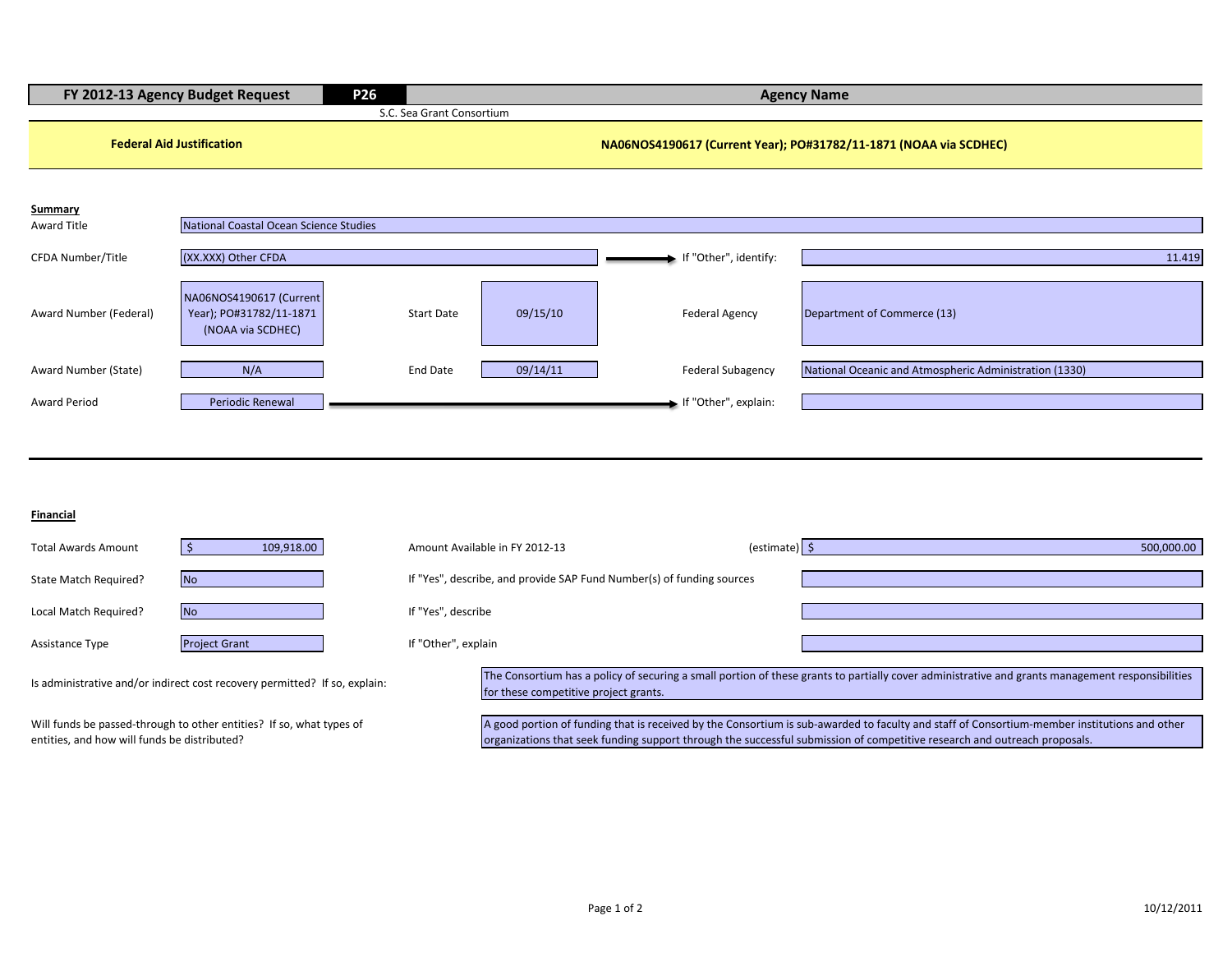| FY 2012-13 Agency Budget Request | P26 | Agency Name |
|---|---|---|
| | | S.C. Sea Grant Consortium |

**Federal Aid Justification** — **NA06NOS4190617 (Current Year); PO#31782/11-1871 (NOAA via SCDHEC)**

## Summary

| | | | | | |
|---|---|---|---|---|---|
| Award Title | National Coastal Ocean Science Studies | | | | |
| CFDA Number/Title | (XX.XXX) Other CFDA | | | If "Other", identify: | 11.419 |
| Award Number (Federal) | NA06NOS4190617 (Current Year); PO#31782/11-1871 (NOAA via SCDHEC) | Start Date | 09/15/10 | Federal Agency | Department of Commerce (13) |
| Award Number (State) | N/A | End Date | 09/14/11 | Federal Subagency | National Oceanic and Atmospheric Administration (1330) |
| Award Period | Periodic Renewal | | | If "Other", explain: | |

## Financial

| | | | |
|---|---|---|---|
| Total Awards Amount | $ 109,918.00 | Amount Available in FY 2012-13 (estimate) | $ 500,000.00 |
| State Match Required? | No | If "Yes", describe, and provide SAP Fund Number(s) of funding sources | |
| Local Match Required? | No | If "Yes", describe | |
| Assistance Type | Project Grant | If "Other", explain | |

Is administrative and/or indirect cost recovery permitted? If so, explain:

The Consortium has a policy of securing a small portion of these grants to partially cover administrative and grants management responsibilities for these competitive project grants.

Will funds be passed-through to other entities? If so, what types of entities, and how will funds be distributed?

A good portion of funding that is received by the Consortium is sub-awarded to faculty and staff of Consortium-member institutions and other organizations that seek funding support through the successful submission of competitive research and outreach proposals.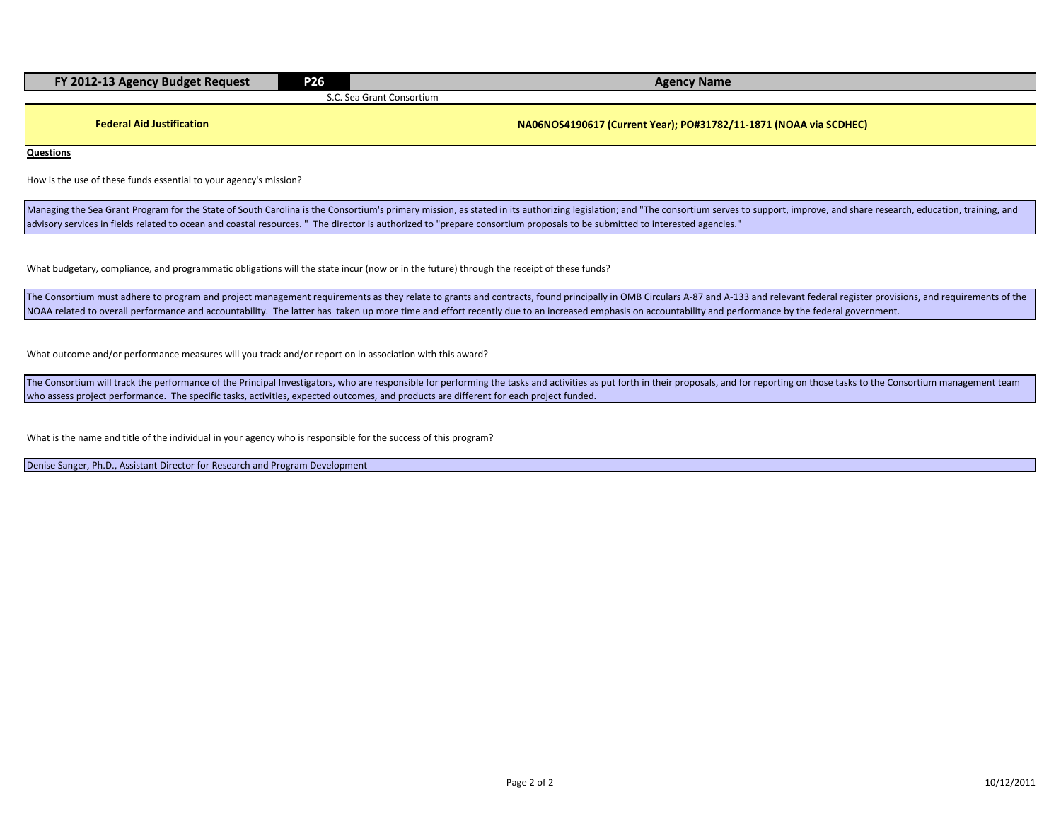| FY 2012-13 Agency Budget Request | P26 | Agency Name |
|---|---|---|
| | | S.C. Sea Grant Consortium |

**Federal Aid Justification** — **NA06NOS4190617 (Current Year); PO#31782/11-1871 (NOAA via SCDHEC)**

**Questions**

How is the use of these funds essential to your agency's mission?

Managing the Sea Grant Program for the State of South Carolina is the Consortium's primary mission, as stated in its authorizing legislation; and "The consortium serves to support, improve, and share research, education, training, and advisory services in fields related to ocean and coastal resources. " The director is authorized to "prepare consortium proposals to be submitted to interested agencies."

What budgetary, compliance, and programmatic obligations will the state incur (now or in the future) through the receipt of these funds?

The Consortium must adhere to program and project management requirements as they relate to grants and contracts, found principally in OMB Circulars A-87 and A-133 and relevant federal register provisions, and requirements of the NOAA related to overall performance and accountability. The latter has taken up more time and effort recently due to an increased emphasis on accountability and performance by the federal government.

What outcome and/or performance measures will you track and/or report on in association with this award?

The Consortium will track the performance of the Principal Investigators, who are responsible for performing the tasks and activities as put forth in their proposals, and for reporting on those tasks to the Consortium management team who assess project performance. The specific tasks, activities, expected outcomes, and products are different for each project funded.

What is the name and title of the individual in your agency who is responsible for the success of this program?

Denise Sanger, Ph.D., Assistant Director for Research and Program Development

10/12/2011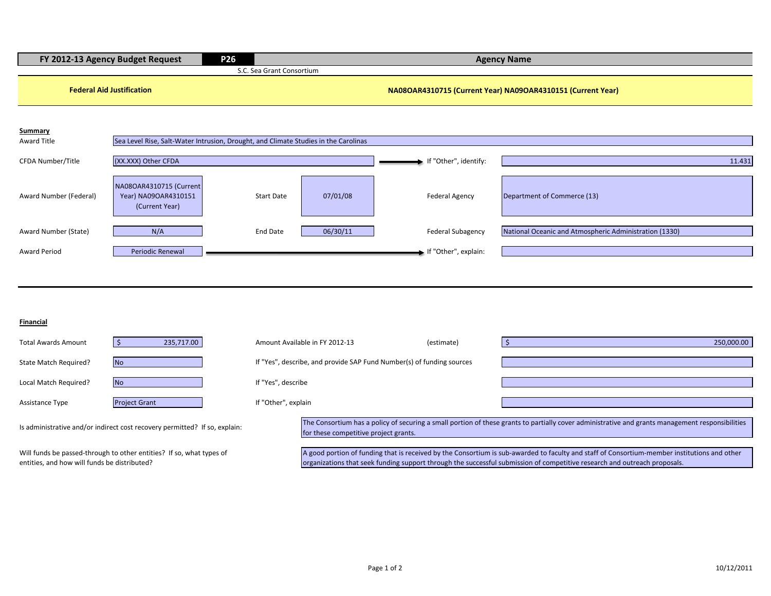| FY 2012-13 Agency Budget Request | P26 | Agency Name |
|---|---|---|
| | | S.C. Sea Grant Consortium |

**Federal Aid Justification** — **NA08OAR4310715 (Current Year) NA09OAR4310151 (Current Year)**

## Summary

| | | | | | |
|---|---|---|---|---|---|
| Award Title | Sea Level Rise, Salt-Water Intrusion, Drought, and Climate Studies in the Carolinas | | | | |
| CFDA Number/Title | (XX.XXX) Other CFDA | | | If "Other", identify: | 11.431 |
| Award Number (Federal) | NA08OAR4310715 (Current Year) NA09OAR4310151 (Current Year) | Start Date | 07/01/08 | Federal Agency | Department of Commerce (13) |
| Award Number (State) | N/A | End Date | 06/30/11 | Federal Subagency | National Oceanic and Atmospheric Administration (1330) |
| Award Period | Periodic Renewal | | | If "Other", explain: | |

## Financial

| | | | | |
|---|---|---|---|---|
| Total Awards Amount | $ 235,717.00 | Amount Available in FY 2012-13 | (estimate) | $ 250,000.00 |
| State Match Required? | No | If "Yes", describe, and provide SAP Fund Number(s) of funding sources | | |
| Local Match Required? | No | If "Yes", describe | | |
| Assistance Type | Project Grant | If "Other", explain | | |

Is administrative and/or indirect cost recovery permitted? If so, explain:

The Consortium has a policy of securing a small portion of these grants to partially cover administrative and grants management responsibilities for these competitive project grants.

Will funds be passed-through to other entities? If so, what types of entities, and how will funds be distributed?

A good portion of funding that is received by the Consortium is sub-awarded to faculty and staff of Consortium-member institutions and other organizations that seek funding support through the successful submission of competitive research and outreach proposals.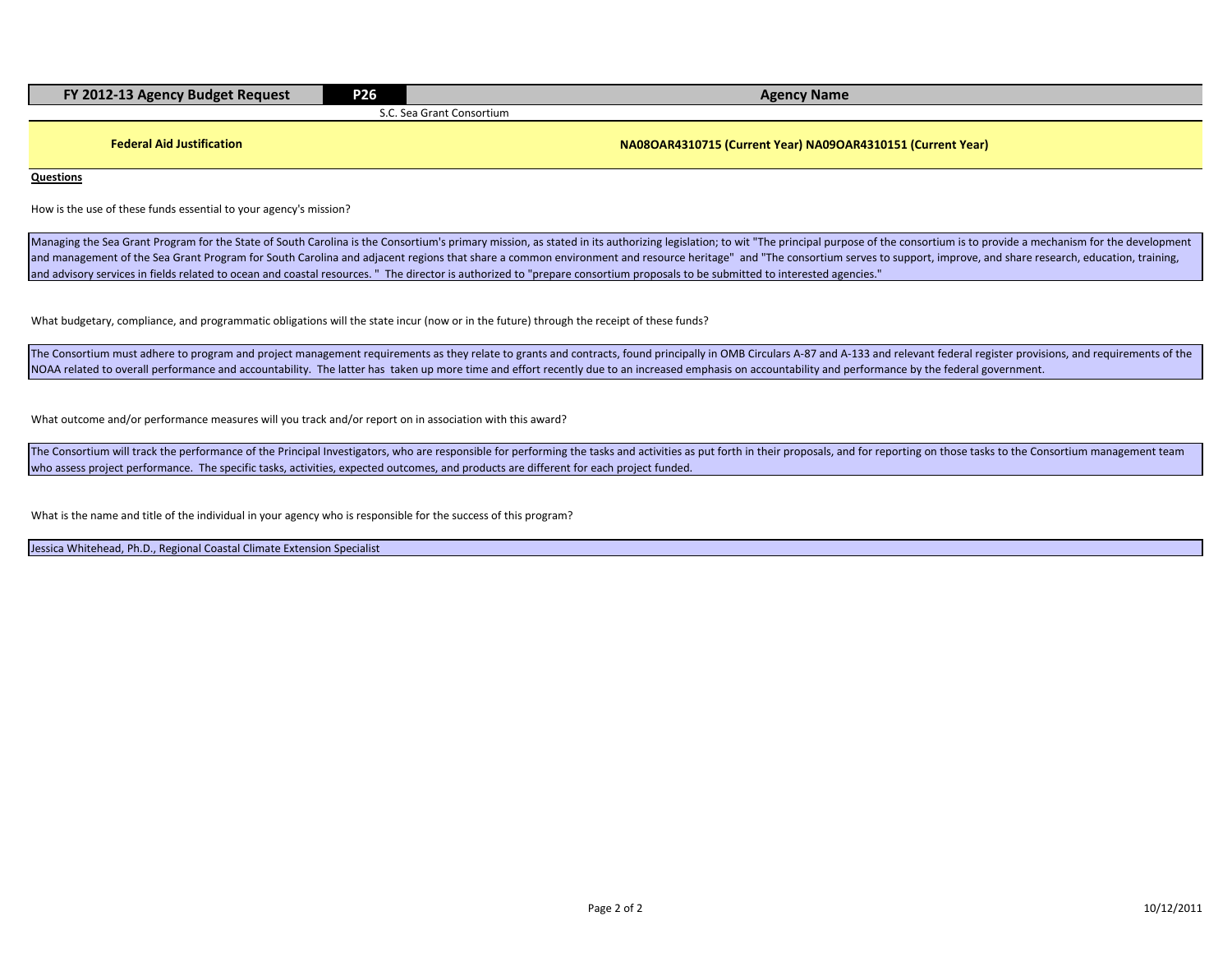| FY 2012-13 Agency Budget Request | P26 | Agency Name |
|---|---|---|
| | | S.C. Sea Grant Consortium |

**Federal Aid Justification** — **NA08OAR4310715 (Current Year) NA09OAR4310151 (Current Year)**

**Questions**

How is the use of these funds essential to your agency's mission?

Managing the Sea Grant Program for the State of South Carolina is the Consortium's primary mission, as stated in its authorizing legislation; to wit "The principal purpose of the consortium is to provide a mechanism for the development and management of the Sea Grant Program for South Carolina and adjacent regions that share a common environment and resource heritage" and "The consortium serves to support, improve, and share research, education, training, and advisory services in fields related to ocean and coastal resources. " The director is authorized to "prepare consortium proposals to be submitted to interested agencies."

What budgetary, compliance, and programmatic obligations will the state incur (now or in the future) through the receipt of these funds?

The Consortium must adhere to program and project management requirements as they relate to grants and contracts, found principally in OMB Circulars A-87 and A-133 and relevant federal register provisions, and requirements of the NOAA related to overall performance and accountability. The latter has taken up more time and effort recently due to an increased emphasis on accountability and performance by the federal government.

What outcome and/or performance measures will you track and/or report on in association with this award?

The Consortium will track the performance of the Principal Investigators, who are responsible for performing the tasks and activities as put forth in their proposals, and for reporting on those tasks to the Consortium management team who assess project performance. The specific tasks, activities, expected outcomes, and products are different for each project funded.

What is the name and title of the individual in your agency who is responsible for the success of this program?

Jessica Whitehead, Ph.D., Regional Coastal Climate Extension Specialist

10/12/2011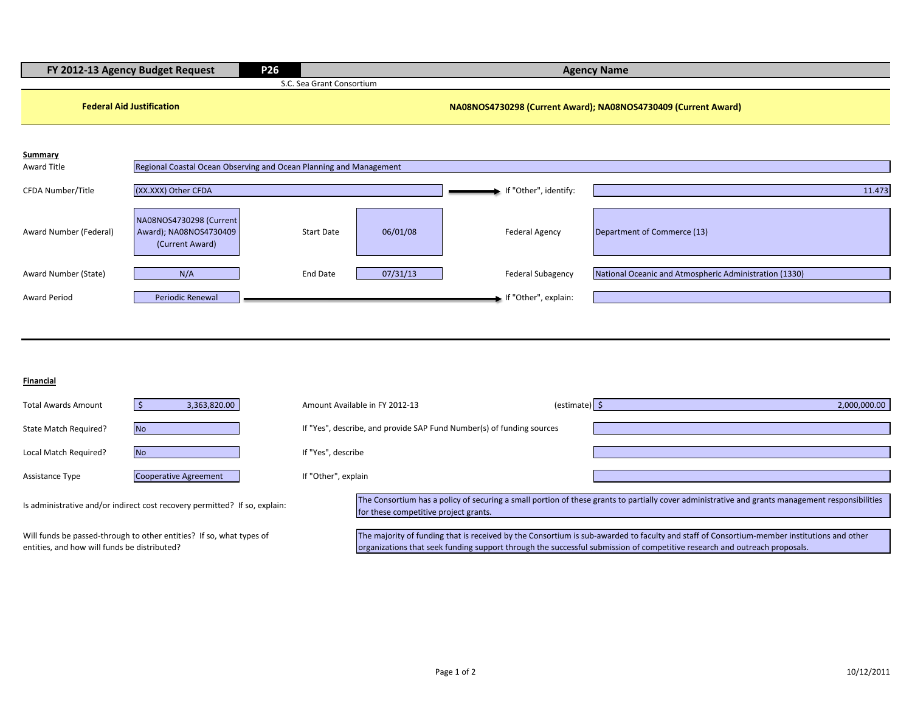| FY 2012-13 Agency Budget Request | P26 | Agency Name |
|---|---|---|
| | | S.C. Sea Grant Consortium |

**Federal Aid Justification** — **NA08NOS4730298 (Current Award); NA08NOS4730409 (Current Award)**

## Summary

| | | | | | |
|---|---|---|---|---|---|
| Award Title | Regional Coastal Ocean Observing and Ocean Planning and Management | | | | |
| CFDA Number/Title | (XX.XXX) Other CFDA | | | If "Other", identify: | 11.473 |
| Award Number (Federal) | NA08NOS4730298 (Current Award); NA08NOS4730409 (Current Award) | Start Date | 06/01/08 | Federal Agency | Department of Commerce (13) |
| Award Number (State) | N/A | End Date | 07/31/13 | Federal Subagency | National Oceanic and Atmospheric Administration (1330) |
| Award Period | Periodic Renewal | | | If "Other", explain: | |

## Financial

| | | | |
|---|---|---|---|
| Total Awards Amount | $ 3,363,820.00 | Amount Available in FY 2012-13 (estimate) | $ 2,000,000.00 |
| State Match Required? | No | If "Yes", describe, and provide SAP Fund Number(s) of funding sources | |
| Local Match Required? | No | If "Yes", describe | |
| Assistance Type | Cooperative Agreement | If "Other", explain | |

Is administrative and/or indirect cost recovery permitted? If so, explain:

The Consortium has a policy of securing a small portion of these grants to partially cover administrative and grants management responsibilities for these competitive project grants.

Will funds be passed-through to other entities? If so, what types of entities, and how will funds be distributed?

The majority of funding that is received by the Consortium is sub-awarded to faculty and staff of Consortium-member institutions and other organizations that seek funding support through the successful submission of competitive research and outreach proposals.

10/12/2011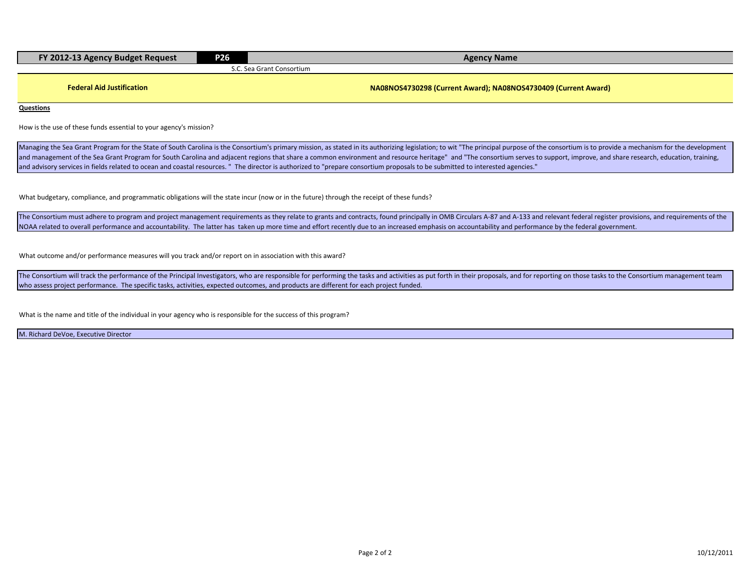| FY 2012-13 Agency Budget Request | P26 | Agency Name |
|---|---|---|
| | | S.C. Sea Grant Consortium |

**Federal Aid Justification** | **NA08NOS4730298 (Current Award); NA08NOS4730409 (Current Award)**

**Questions**

How is the use of these funds essential to your agency's mission?

Managing the Sea Grant Program for the State of South Carolina is the Consortium's primary mission, as stated in its authorizing legislation; to wit "The principal purpose of the consortium is to provide a mechanism for the development and management of the Sea Grant Program for South Carolina and adjacent regions that share a common environment and resource heritage" and "The consortium serves to support, improve, and share research, education, training, and advisory services in fields related to ocean and coastal resources. " The director is authorized to "prepare consortium proposals to be submitted to interested agencies."

What budgetary, compliance, and programmatic obligations will the state incur (now or in the future) through the receipt of these funds?

The Consortium must adhere to program and project management requirements as they relate to grants and contracts, found principally in OMB Circulars A-87 and A-133 and relevant federal register provisions, and requirements of the NOAA related to overall performance and accountability. The latter has taken up more time and effort recently due to an increased emphasis on accountability and performance by the federal government.

What outcome and/or performance measures will you track and/or report on in association with this award?

The Consortium will track the performance of the Principal Investigators, who are responsible for performing the tasks and activities as put forth in their proposals, and for reporting on those tasks to the Consortium management team who assess project performance. The specific tasks, activities, expected outcomes, and products are different for each project funded.

What is the name and title of the individual in your agency who is responsible for the success of this program?

M. Richard DeVoe, Executive Director

10/12/2011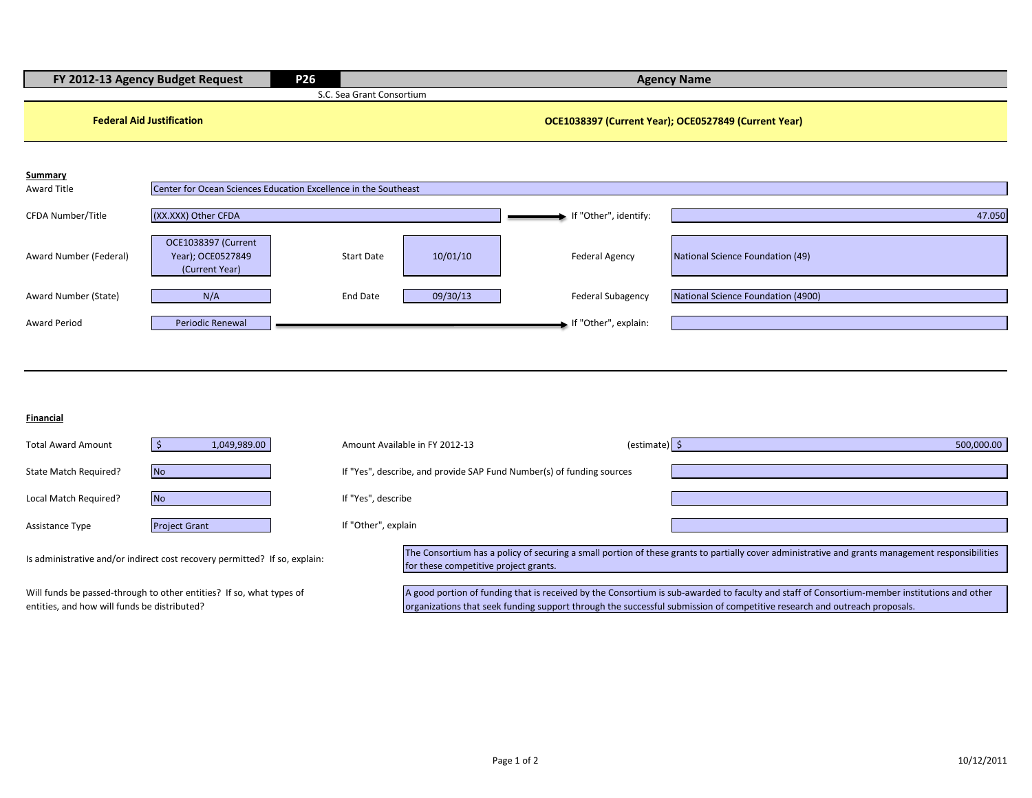| FY 2012-13 Agency Budget Request | P26 | Agency Name |
|---|---|---|
| | | S.C. Sea Grant Consortium |

**Federal Aid Justification** — **OCE1038397 (Current Year); OCE0527849 (Current Year)**

## Summary

| | | | | | |
|---|---|---|---|---|---|
| Award Title | Center for Ocean Sciences Education Excellence in the Southeast | | | | |
| CFDA Number/Title | (XX.XXX) Other CFDA | | | If "Other", identify: | 47.050 |
| Award Number (Federal) | OCE1038397 (Current Year); OCE0527849 (Current Year) | Start Date | 10/01/10 | Federal Agency | National Science Foundation (49) |
| Award Number (State) | N/A | End Date | 09/30/13 | Federal Subagency | National Science Foundation (4900) |
| Award Period | Periodic Renewal | | | If "Other", explain: | |

## Financial

| | | | |
|---|---|---|---|
| Total Award Amount | $ 1,049,989.00 | Amount Available in FY 2012-13 (estimate) | $ 500,000.00 |
| State Match Required? | No | If "Yes", describe, and provide SAP Fund Number(s) of funding sources | |
| Local Match Required? | No | If "Yes", describe | |
| Assistance Type | Project Grant | If "Other", explain | |

Is administrative and/or indirect cost recovery permitted? If so, explain:

The Consortium has a policy of securing a small portion of these grants to partially cover administrative and grants management responsibilities for these competitive project grants.

Will funds be passed-through to other entities? If so, what types of entities, and how will funds be distributed?

A good portion of funding that is received by the Consortium is sub-awarded to faculty and staff of Consortium-member institutions and other organizations that seek funding support through the successful submission of competitive research and outreach proposals.

10/12/2011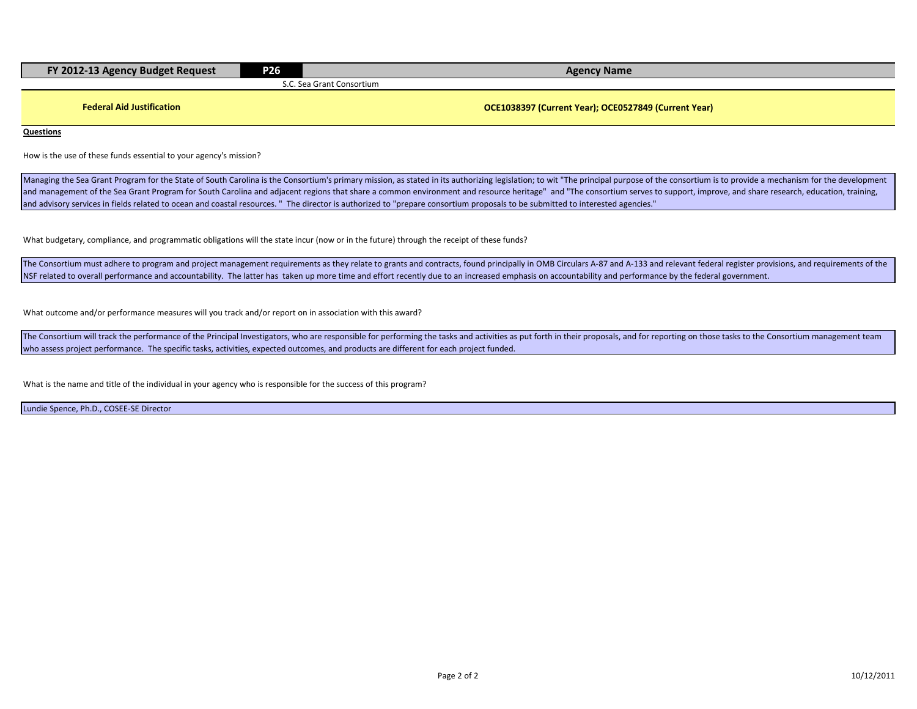| FY 2012-13 Agency Budget Request | P26 | Agency Name |
|---|---|---|
| | S.C. Sea Grant Consortium | |

**Federal Aid Justification** | **OCE1038397 (Current Year); OCE0527849 (Current Year)**

**Questions**

How is the use of these funds essential to your agency's mission?

Managing the Sea Grant Program for the State of South Carolina is the Consortium's primary mission, as stated in its authorizing legislation; to wit "The principal purpose of the consortium is to provide a mechanism for the development and management of the Sea Grant Program for South Carolina and adjacent regions that share a common environment and resource heritage" and "The consortium serves to support, improve, and share research, education, training, and advisory services in fields related to ocean and coastal resources. " The director is authorized to "prepare consortium proposals to be submitted to interested agencies."

What budgetary, compliance, and programmatic obligations will the state incur (now or in the future) through the receipt of these funds?

The Consortium must adhere to program and project management requirements as they relate to grants and contracts, found principally in OMB Circulars A-87 and A-133 and relevant federal register provisions, and requirements of the NSF related to overall performance and accountability. The latter has taken up more time and effort recently due to an increased emphasis on accountability and performance by the federal government.

What outcome and/or performance measures will you track and/or report on in association with this award?

The Consortium will track the performance of the Principal Investigators, who are responsible for performing the tasks and activities as put forth in their proposals, and for reporting on those tasks to the Consortium management team who assess project performance. The specific tasks, activities, expected outcomes, and products are different for each project funded.

What is the name and title of the individual in your agency who is responsible for the success of this program?

Lundie Spence, Ph.D., COSEE-SE Director

10/12/2011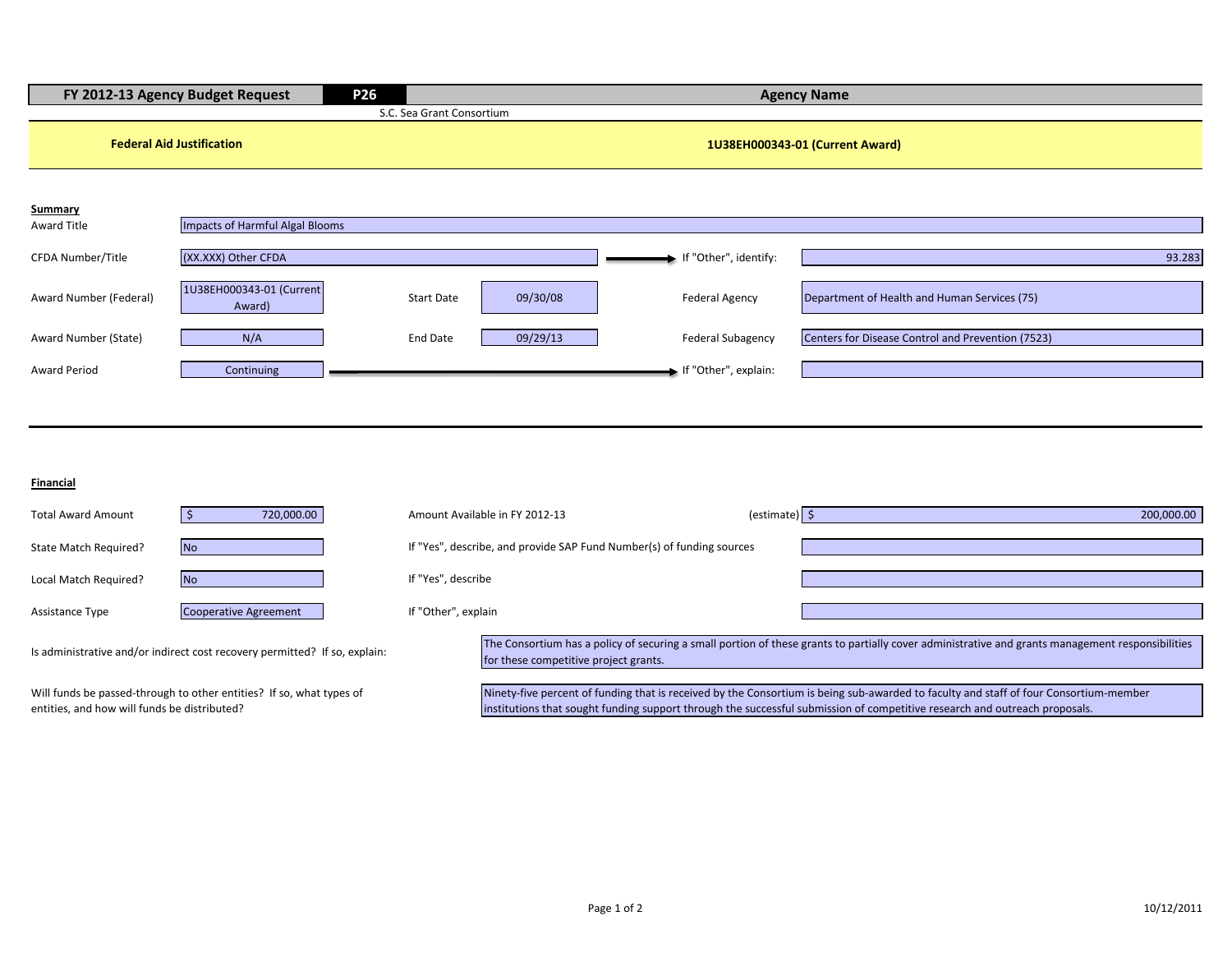| FY 2012-13 Agency Budget Request | P26 | Agency Name |
|---|---|---|
| | | S.C. Sea Grant Consortium |

**Federal Aid Justification** — **1U38EH000343-01 (Current Award)**

### Summary

| Field | Value | Field | Value | Field | Value |
|---|---|---|---|---|---|
| Award Title | Impacts of Harmful Algal Blooms | | | | |
| CFDA Number/Title | (XX.XXX) Other CFDA | | | If "Other", identify: | 93.283 |
| Award Number (Federal) | 1U38EH000343-01 (Current Award) | Start Date | 09/30/08 | Federal Agency | Department of Health and Human Services (75) |
| Award Number (State) | N/A | End Date | 09/29/13 | Federal Subagency | Centers for Disease Control and Prevention (7523) |
| Award Period | Continuing | | | If "Other", explain: | |

### Financial

| Field | Value | Field | Value |
|---|---|---|---|
| Total Award Amount | $ 720,000.00 | Amount Available in FY 2012-13 (estimate) | $ 200,000.00 |
| State Match Required? | No | If "Yes", describe, and provide SAP Fund Number(s) of funding sources | |
| Local Match Required? | No | If "Yes", describe | |
| Assistance Type | Cooperative Agreement | If "Other", explain | |

Is administrative and/or indirect cost recovery permitted? If so, explain:

The Consortium has a policy of securing a small portion of these grants to partially cover administrative and grants management responsibilities for these competitive project grants.

Will funds be passed-through to other entities? If so, what types of entities, and how will funds be distributed?

Ninety-five percent of funding that is received by the Consortium is being sub-awarded to faculty and staff of four Consortium-member institutions that sought funding support through the successful submission of competitive research and outreach proposals.

10/12/2011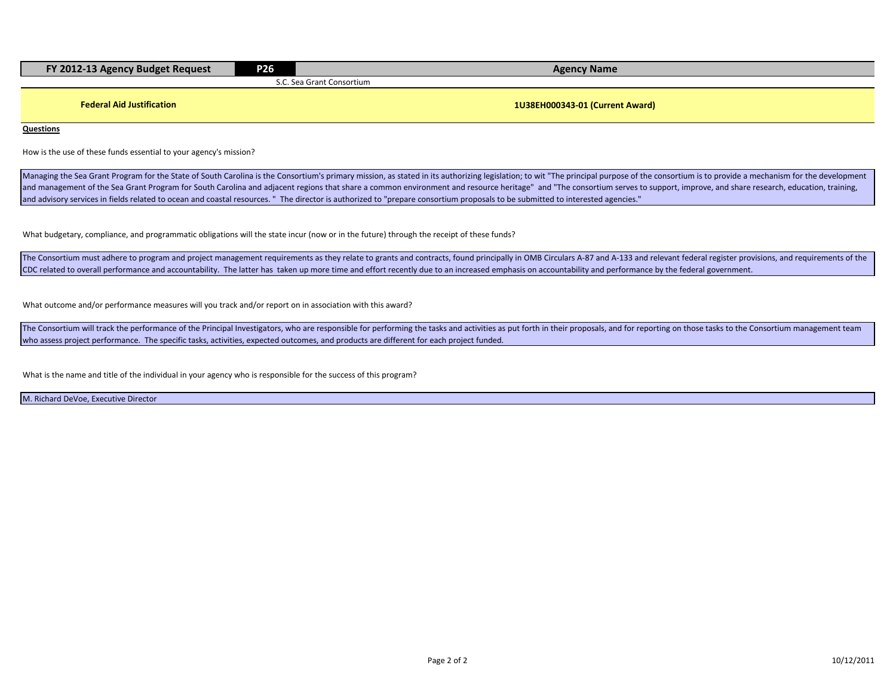| FY 2012-13 Agency Budget Request | P26 | Agency Name |
| --- | --- | --- |
| | | S.C. Sea Grant Consortium |

**Federal Aid Justification** | **1U38EH000343-01 (Current Award)**

**Questions**

How is the use of these funds essential to your agency's mission?

Managing the Sea Grant Program for the State of South Carolina is the Consortium's primary mission, as stated in its authorizing legislation; to wit "The principal purpose of the consortium is to provide a mechanism for the development and management of the Sea Grant Program for South Carolina and adjacent regions that share a common environment and resource heritage" and "The consortium serves to support, improve, and share research, education, training, and advisory services in fields related to ocean and coastal resources. " The director is authorized to "prepare consortium proposals to be submitted to interested agencies."

What budgetary, compliance, and programmatic obligations will the state incur (now or in the future) through the receipt of these funds?

The Consortium must adhere to program and project management requirements as they relate to grants and contracts, found principally in OMB Circulars A-87 and A-133 and relevant federal register provisions, and requirements of the CDC related to overall performance and accountability. The latter has taken up more time and effort recently due to an increased emphasis on accountability and performance by the federal government.

What outcome and/or performance measures will you track and/or report on in association with this award?

The Consortium will track the performance of the Principal Investigators, who are responsible for performing the tasks and activities as put forth in their proposals, and for reporting on those tasks to the Consortium management team who assess project performance. The specific tasks, activities, expected outcomes, and products are different for each project funded.

What is the name and title of the individual in your agency who is responsible for the success of this program?

M. Richard DeVoe, Executive Director

10/12/2011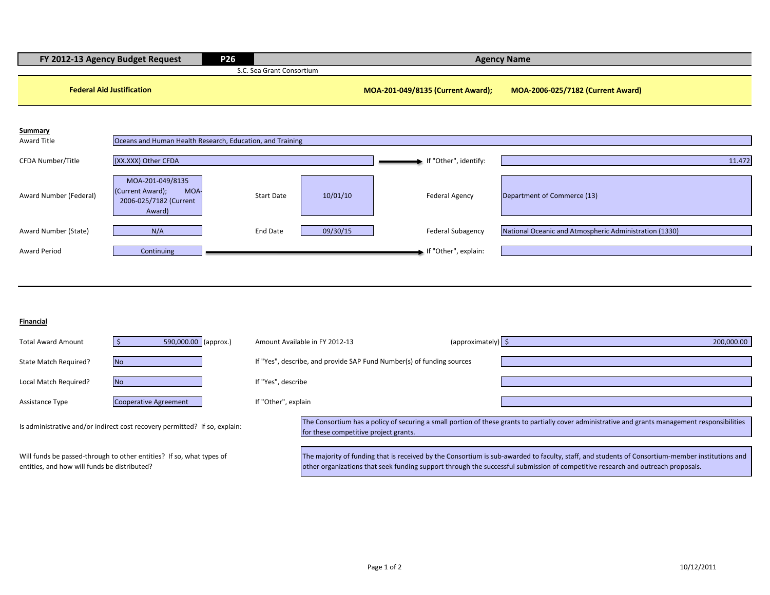| FY 2012-13 Agency Budget Request | P26 | Agency Name |
|---|---|---|
| | | S.C. Sea Grant Consortium |

**Federal Aid Justification** — **MOA-201-049/8135 (Current Award); MOA-2006-025/7182 (Current Award)**

### Summary

| | | | | | |
|---|---|---|---|---|---|
| Award Title | Oceans and Human Health Research, Education, and Training | | | | |
| CFDA Number/Title | (XX.XXX) Other CFDA | | | If "Other", identify: | 11.472 |
| Award Number (Federal) | MOA-201-049/8135 (Current Award); MOA-2006-025/7182 (Current Award) | Start Date | 10/01/10 | Federal Agency | Department of Commerce (13) |
| Award Number (State) | N/A | End Date | 09/30/15 | Federal Subagency | National Oceanic and Atmospheric Administration (1330) |
| Award Period | Continuing | | | If "Other", explain: | |

### Financial

| | | | |
|---|---|---|---|
| Total Award Amount | $ 590,000.00 (approx.) | Amount Available in FY 2012-13 (approximately) | $ 200,000.00 |
| State Match Required? | No | If "Yes", describe, and provide SAP Fund Number(s) of funding sources | |
| Local Match Required? | No | If "Yes", describe | |
| Assistance Type | Cooperative Agreement | If "Other", explain | |

Is administrative and/or indirect cost recovery permitted? If so, explain:

The Consortium has a policy of securing a small portion of these grants to partially cover administrative and grants management responsibilities for these competitive project grants.

Will funds be passed-through to other entities? If so, what types of entities, and how will funds be distributed?

The majority of funding that is received by the Consortium is sub-awarded to faculty, staff, and students of Consortium-member institutions and other organizations that seek funding support through the successful submission of competitive research and outreach proposals.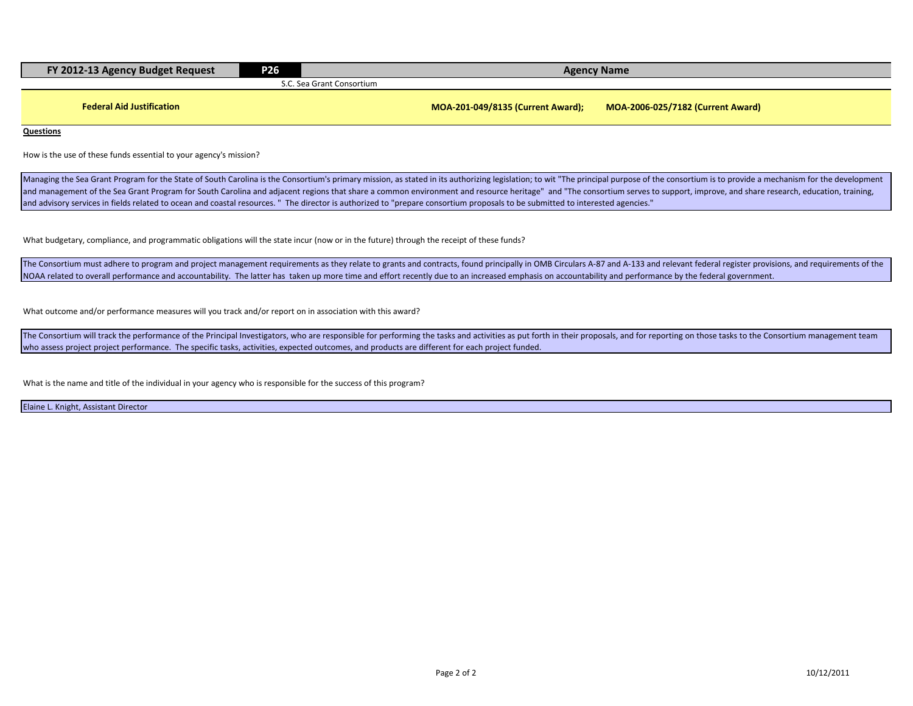| FY 2012-13 Agency Budget Request | P26 | Agency Name |
|---|---|---|
| | | S.C. Sea Grant Consortium |

**Federal Aid Justification** — **MOA-201-049/8135 (Current Award); MOA-2006-025/7182 (Current Award)**

**Questions**

How is the use of these funds essential to your agency's mission?

Managing the Sea Grant Program for the State of South Carolina is the Consortium's primary mission, as stated in its authorizing legislation; to wit "The principal purpose of the consortium is to provide a mechanism for the development and management of the Sea Grant Program for South Carolina and adjacent regions that share a common environment and resource heritage" and "The consortium serves to support, improve, and share research, education, training, and advisory services in fields related to ocean and coastal resources. " The director is authorized to "prepare consortium proposals to be submitted to interested agencies."

What budgetary, compliance, and programmatic obligations will the state incur (now or in the future) through the receipt of these funds?

The Consortium must adhere to program and project management requirements as they relate to grants and contracts, found principally in OMB Circulars A-87 and A-133 and relevant federal register provisions, and requirements of the NOAA related to overall performance and accountability. The latter has taken up more time and effort recently due to an increased emphasis on accountability and performance by the federal government.

What outcome and/or performance measures will you track and/or report on in association with this award?

The Consortium will track the performance of the Principal Investigators, who are responsible for performing the tasks and activities as put forth in their proposals, and for reporting on those tasks to the Consortium management team who assess project project performance. The specific tasks, activities, expected outcomes, and products are different for each project funded.

What is the name and title of the individual in your agency who is responsible for the success of this program?

Elaine L. Knight, Assistant Director

10/12/2011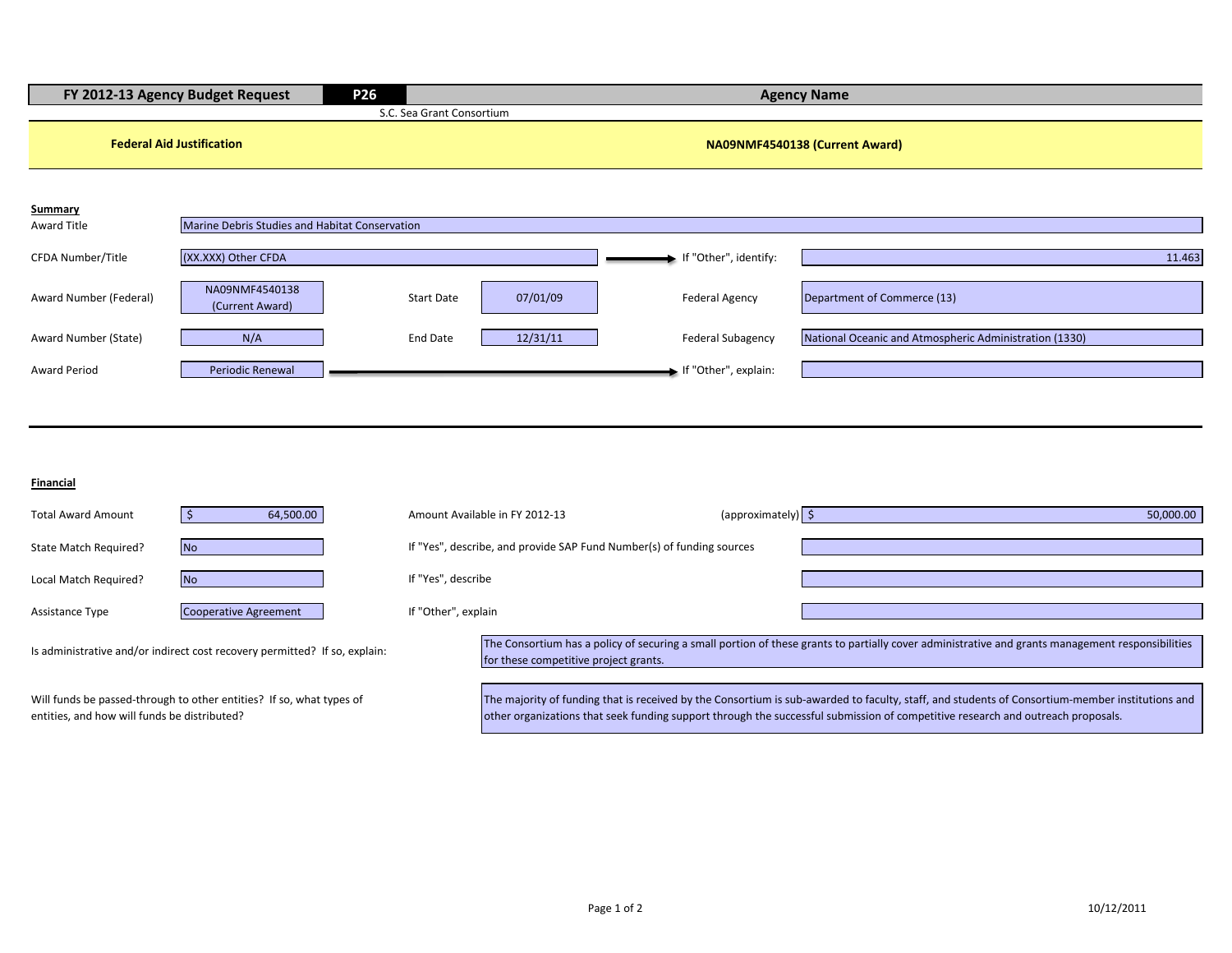| FY 2012-13 Agency Budget Request | P26 | Agency Name |
|---|---|---|
| | | S.C. Sea Grant Consortium |

**Federal Aid Justification** — **NA09NMF4540138 (Current Award)**

**Summary**

| | | | | | |
|---|---|---|---|---|---|
| Award Title | Marine Debris Studies and Habitat Conservation | | | | |
| CFDA Number/Title | (XX.XXX) Other CFDA | | | If "Other", identify: | 11.463 |
| Award Number (Federal) | NA09NMF4540138 (Current Award) | Start Date | 07/01/09 | Federal Agency | Department of Commerce (13) |
| Award Number (State) | N/A | End Date | 12/31/11 | Federal Subagency | National Oceanic and Atmospheric Administration (1330) |
| Award Period | Periodic Renewal | | | If "Other", explain: | |

**Financial**

| | | | |
|---|---|---|---|
| Total Award Amount | $ 64,500.00 | Amount Available in FY 2012-13 (approximately) | $ 50,000.00 |
| State Match Required? | No | If "Yes", describe, and provide SAP Fund Number(s) of funding sources | |
| Local Match Required? | No | If "Yes", describe | |
| Assistance Type | Cooperative Agreement | If "Other", explain | |

Is administrative and/or indirect cost recovery permitted? If so, explain:

The Consortium has a policy of securing a small portion of these grants to partially cover administrative and grants management responsibilities for these competitive project grants.

Will funds be passed-through to other entities? If so, what types of entities, and how will funds be distributed?

The majority of funding that is received by the Consortium is sub-awarded to faculty, staff, and students of Consortium-member institutions and other organizations that seek funding support through the successful submission of competitive research and outreach proposals.

10/12/2011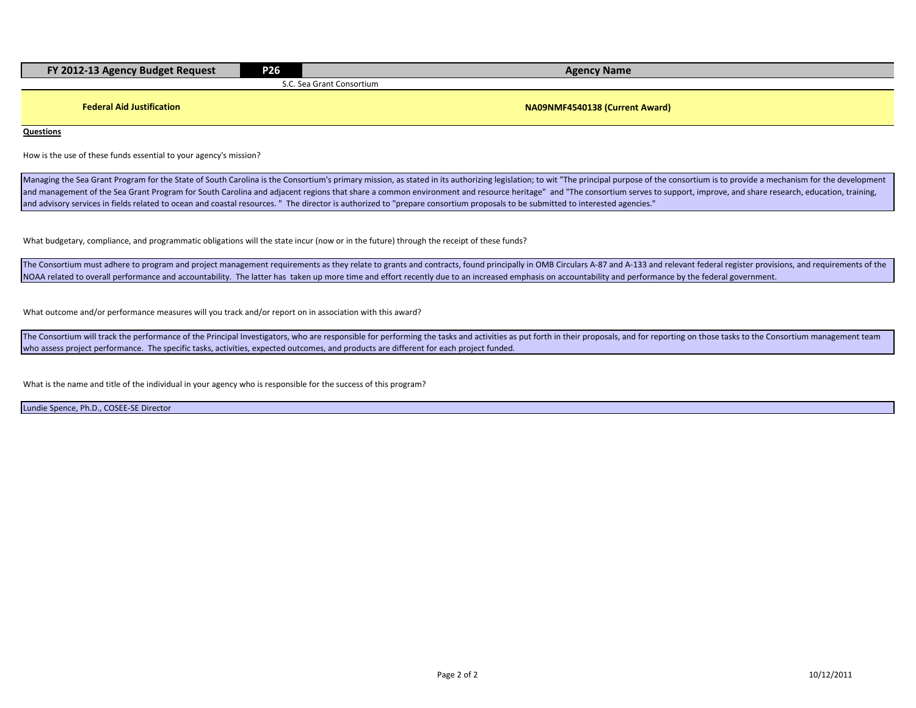| FY 2012-13 Agency Budget Request | P26 | Agency Name |
| --- | --- | --- |
| | | S.C. Sea Grant Consortium |

**Federal Aid Justification** — **NA09NMF4540138 (Current Award)**

**Questions**

How is the use of these funds essential to your agency's mission?

Managing the Sea Grant Program for the State of South Carolina is the Consortium's primary mission, as stated in its authorizing legislation; to wit "The principal purpose of the consortium is to provide a mechanism for the development and management of the Sea Grant Program for South Carolina and adjacent regions that share a common environment and resource heritage" and "The consortium serves to support, improve, and share research, education, training, and advisory services in fields related to ocean and coastal resources. " The director is authorized to "prepare consortium proposals to be submitted to interested agencies."

What budgetary, compliance, and programmatic obligations will the state incur (now or in the future) through the receipt of these funds?

The Consortium must adhere to program and project management requirements as they relate to grants and contracts, found principally in OMB Circulars A-87 and A-133 and relevant federal register provisions, and requirements of the NOAA related to overall performance and accountability. The latter has taken up more time and effort recently due to an increased emphasis on accountability and performance by the federal government.

What outcome and/or performance measures will you track and/or report on in association with this award?

The Consortium will track the performance of the Principal Investigators, who are responsible for performing the tasks and activities as put forth in their proposals, and for reporting on those tasks to the Consortium management team who assess project performance. The specific tasks, activities, expected outcomes, and products are different for each project funded.

What is the name and title of the individual in your agency who is responsible for the success of this program?

Lundie Spence, Ph.D., COSEE-SE Director

10/12/2011